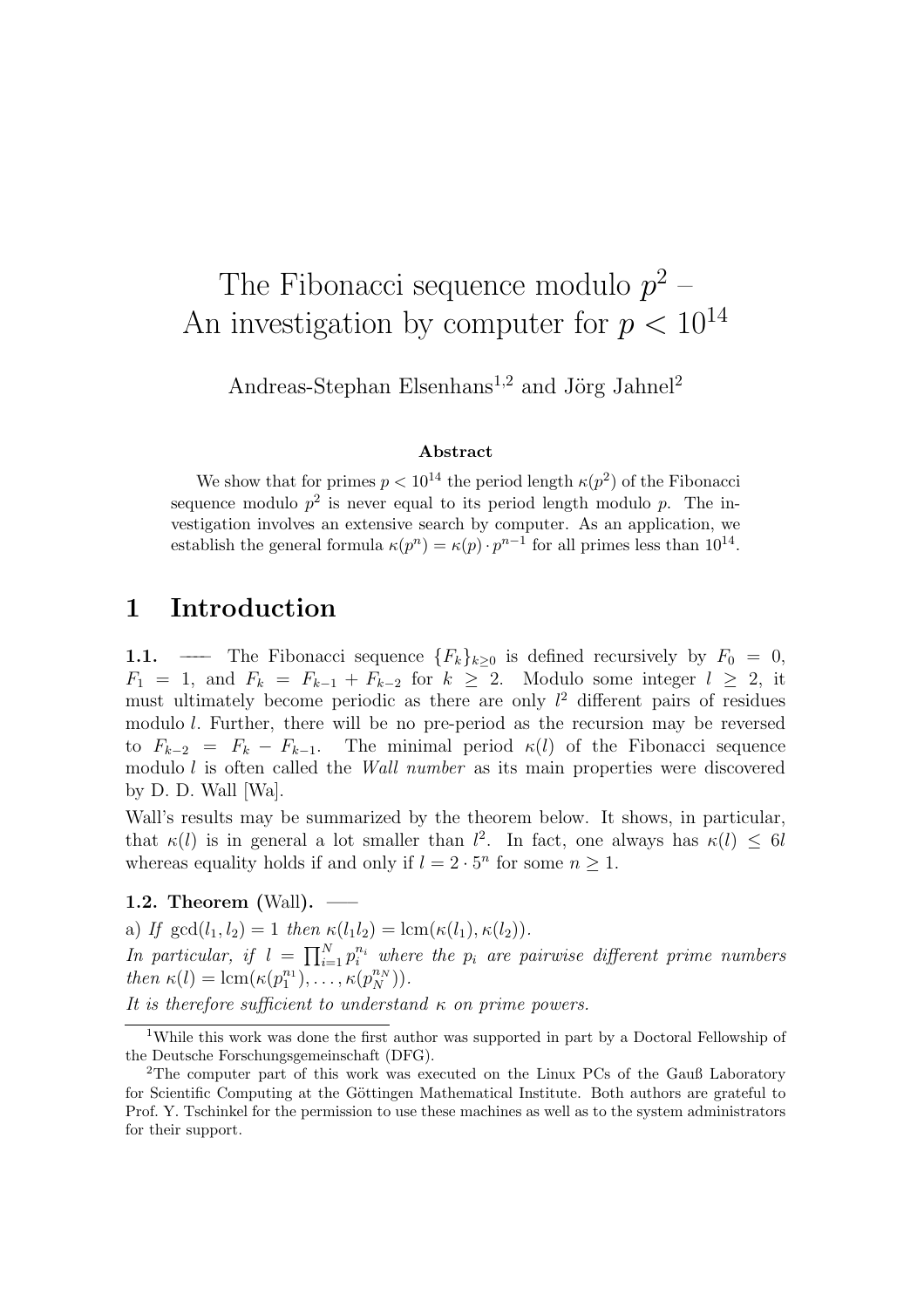# The Fibonacci sequence modulo $p^2$ – An investigation by computer for $p < 10^{14}$

Andreas-Stephan Elsenhans[1,2] and Jörg Jahnel[2]

**Abstract**

We show that for primes $p < 10^{14}$ the period length $\kappa(p^2)$ of the Fibonacci sequence modulo $p^2$ is never equal to its period length modulo $p$. The investigation involves an extensive search by computer. As an application, we establish the general formula $\kappa(p^n) = \kappa(p) \cdot p^{n-1}$ for all primes less than $10^{14}$.

## 1 Introduction

**1.1.** — The Fibonacci sequence $\{F_k\}_{k \geq 0}$ is defined recursively by $F_0 = 0$, $F_1 = 1$, and $F_k = F_{k-1} + F_{k-2}$ for $k \geq 2$. Modulo some integer $l \geq 2$, it must ultimately become periodic as there are only $l^2$ different pairs of residues modulo $l$. Further, there will be no pre-period as the recursion may be reversed to $F_{k-2} = F_k - F_{k-1}$. The minimal period $\kappa(l)$ of the Fibonacci sequence modulo $l$ is often called the *Wall number* as its main properties were discovered by D. D. Wall [Wa].

Wall's results may be summarized by the theorem below. It shows, in particular, that $\kappa(l)$ is in general a lot smaller than $l^2$. In fact, one always has $\kappa(l) \leq 6l$ whereas equality holds if and only if $l = 2 \cdot 5^n$ for some $n \geq 1$.

**1.2. Theorem** (Wall). —

a) *If* $\gcd(l_1, l_2) = 1$ *then* $\kappa(l_1 l_2) = \operatorname{lcm}(\kappa(l_1), \kappa(l_2))$.

*In particular, if* $l = \prod_{i=1}^{N} p_i^{n_i}$ *where the* $p_i$ *are pairwise different prime numbers then* $\kappa(l) = \operatorname{lcm}(\kappa(p_1^{n_1}), \ldots, \kappa(p_N^{n_N}))$.

*It is therefore sufficient to understand* $\kappa$ *on prime powers.*

[1] While this work was done the first author was supported in part by a Doctoral Fellowship of the Deutsche Forschungsgemeinschaft (DFG).

[2] The computer part of this work was executed on the Linux PCs of the Gauß Laboratory for Scientific Computing at the Göttingen Mathematical Institute. Both authors are grateful to Prof. Y. Tschinkel for the permission to use these machines as well as to the system administrators for their support.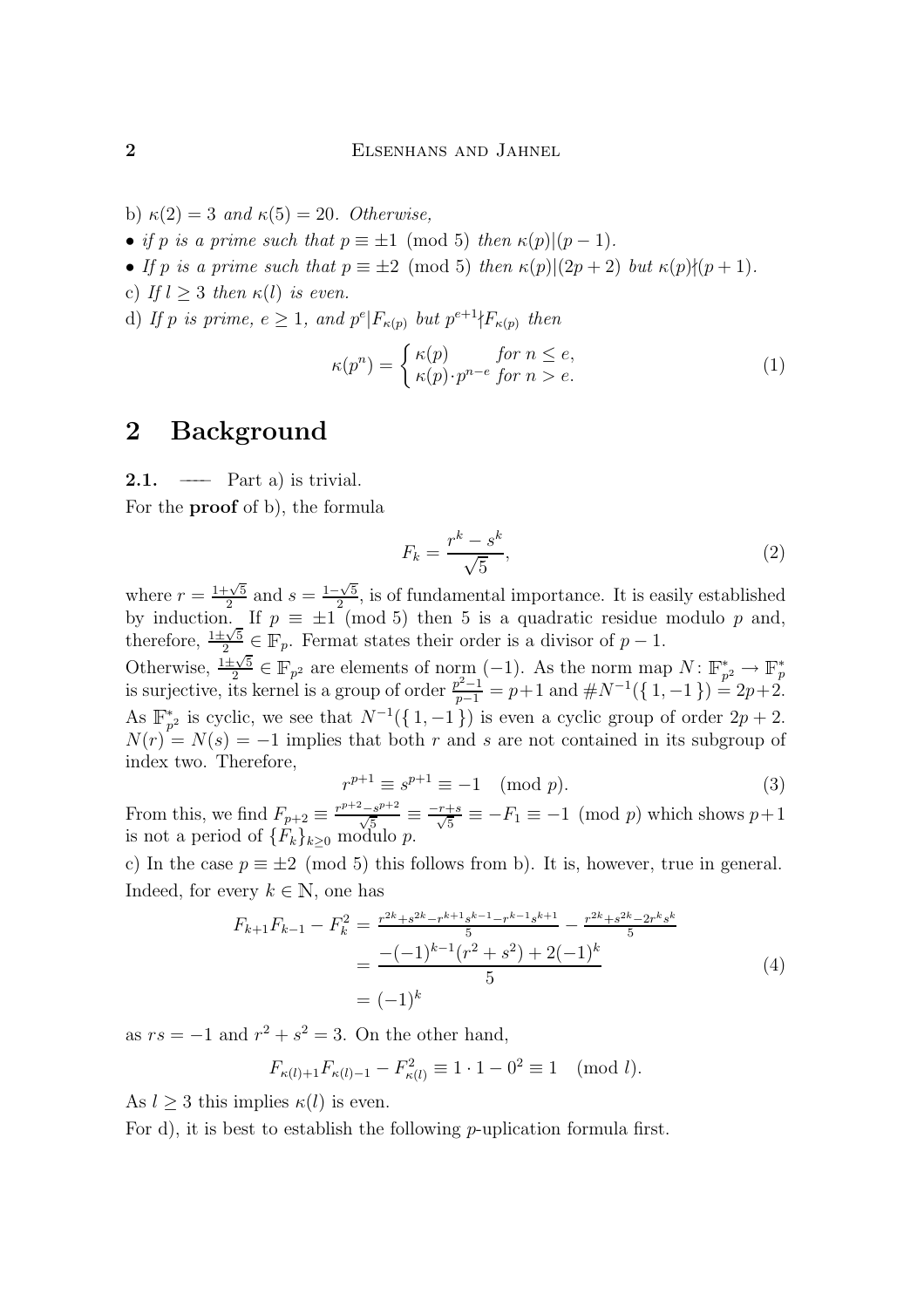b) $\kappa(2) = 3$ *and* $\kappa(5) = 20$. *Otherwise,*

- *if* $p$ *is a prime such that* $p \equiv \pm 1 \pmod 5$ *then* $\kappa(p)|(p-1)$.
- *If* $p$ *is a prime such that* $p \equiv \pm 2 \pmod 5$ *then* $\kappa(p)|(2p+2)$ *but* $\kappa(p)\nmid(p+1)$.

c) *If* $l \geq 3$ *then* $\kappa(l)$ *is even.*

d) *If* $p$ *is prime,* $e \geq 1$, *and* $p^e|F_{\kappa(p)}$ *but* $p^{e+1}\nmid F_{\kappa(p)}$ *then*

$$\kappa(p^n) = \begin{cases} \kappa(p) & \text{for } n \leq e, \\ \kappa(p)\cdot p^{n-e} & \text{for } n > e. \end{cases} \tag{1}$$

## 2 Background

**2.1.** —— Part a) is trivial.

For the **proof** of b), the formula

$$F_k = \frac{r^k - s^k}{\sqrt{5}}, \tag{2}$$

where $r = \frac{1+\sqrt{5}}{2}$ and $s = \frac{1-\sqrt{5}}{2}$, is of fundamental importance. It is easily established by induction. If $p \equiv \pm 1 \pmod 5$ then 5 is a quadratic residue modulo $p$ and, therefore, $\frac{1\pm\sqrt{5}}{2} \in \mathbb{F}_p$. Fermat states their order is a divisor of $p-1$.

Otherwise, $\frac{1\pm\sqrt{5}}{2} \in \mathbb{F}_{p^2}$ are elements of norm $(-1)$. As the norm map $N\colon \mathbb{F}_{p^2}^* \to \mathbb{F}_p^*$ is surjective, its kernel is a group of order $\frac{p^2-1}{p-1} = p+1$ and $\#N^{-1}(\{1,-1\}) = 2p+2$. As $\mathbb{F}_{p^2}^*$ is cyclic, we see that $N^{-1}(\{1,-1\})$ is even a cyclic group of order $2p+2$. $N(r) = N(s) = -1$ implies that both $r$ and $s$ are not contained in its subgroup of index two. Therefore,

$$r^{p+1} \equiv s^{p+1} \equiv -1 \pmod p. \tag{3}$$

From this, we find $F_{p+2} \equiv \frac{r^{p+2}-s^{p+2}}{\sqrt{5}} \equiv \frac{-r+s}{\sqrt{5}} \equiv -F_1 \equiv -1 \pmod p$ which shows $p+1$ is not a period of $\{F_k\}_{k\geq 0}$ modulo $p$.

c) In the case $p \equiv \pm 2 \pmod 5$ this follows from b). It is, however, true in general. Indeed, for every $k \in \mathbb{N}$, one has

$$\begin{aligned} F_{k+1}F_{k-1} - F_k^2 &= \tfrac{r^{2k}+s^{2k}-r^{k+1}s^{k-1}-r^{k-1}s^{k+1}}{5} - \tfrac{r^{2k}+s^{2k}-2r^ks^k}{5} \\ &= \frac{-(-1)^{k-1}(r^2+s^2)+2(-1)^k}{5} \\ &= (-1)^k \end{aligned} \tag{4}$$

as $rs = -1$ and $r^2 + s^2 = 3$. On the other hand,

$$F_{\kappa(l)+1}F_{\kappa(l)-1} - F_{\kappa(l)}^2 \equiv 1 \cdot 1 - 0^2 \equiv 1 \pmod l.$$

As $l \geq 3$ this implies $\kappa(l)$ is even.

For d), it is best to establish the following $p$-uplication formula first.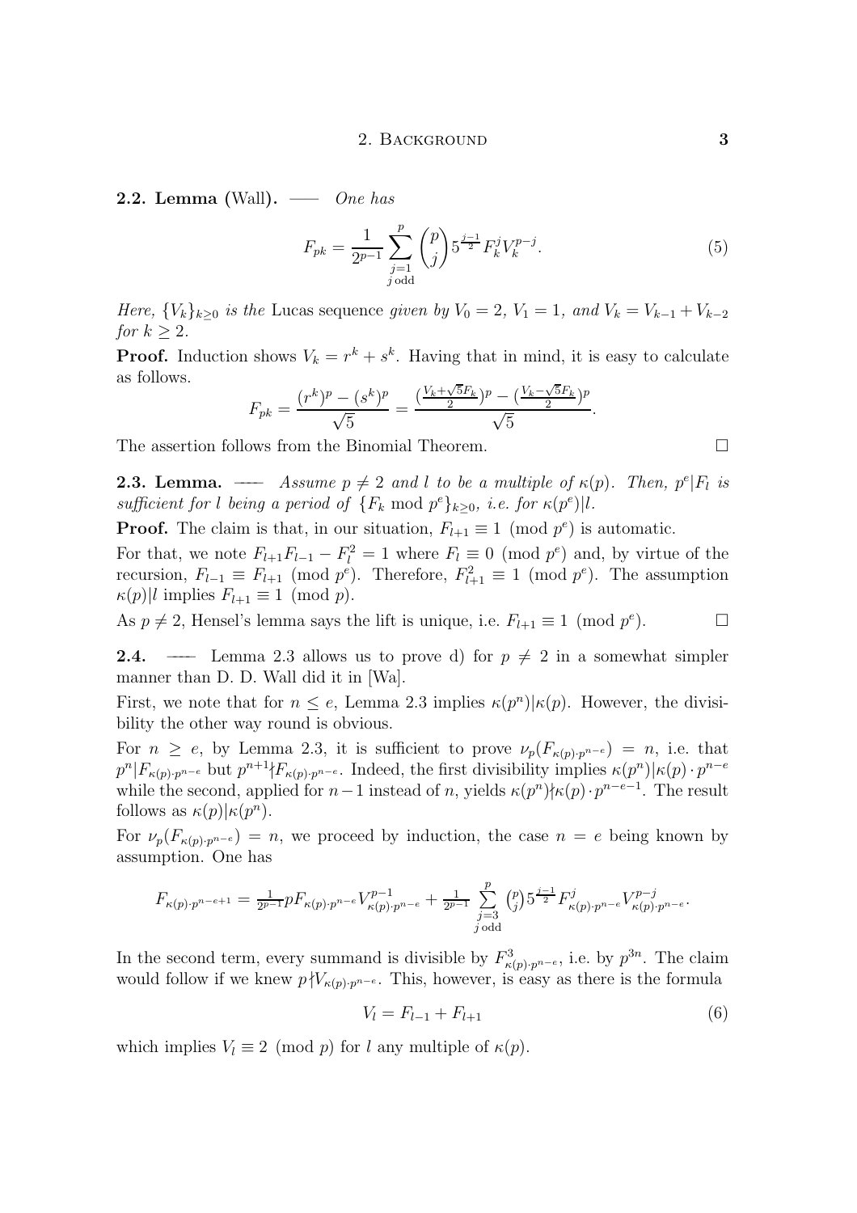**2.2. Lemma** (Wall). —— *One has*

$$F_{pk} = \frac{1}{2^{p-1}} \sum_{\substack{j=1 \\ j \text{ odd}}}^{p} \binom{p}{j} 5^{\frac{j-1}{2}} F_k^j V_k^{p-j}. \tag{5}$$

*Here, $\{V_k\}_{k\geq 0}$ is the* Lucas sequence *given by $V_0 = 2$, $V_1 = 1$, and $V_k = V_{k-1} + V_{k-2}$ for $k \geq 2$.*

**Proof.** Induction shows $V_k = r^k + s^k$. Having that in mind, it is easy to calculate as follows.

$$F_{pk} = \frac{(r^k)^p - (s^k)^p}{\sqrt{5}} = \frac{(\frac{V_k + \sqrt{5}F_k}{2})^p - (\frac{V_k - \sqrt{5}F_k}{2})^p}{\sqrt{5}}.$$

The assertion follows from the Binomial Theorem. □

**2.3. Lemma.** —— *Assume $p \neq 2$ and $l$ to be a multiple of $\kappa(p)$. Then, $p^e | F_l$ is sufficient for $l$ being a period of $\{F_k \bmod p^e\}_{k\geq 0}$, i.e. for $\kappa(p^e)|l$.*

**Proof.** The claim is that, in our situation, $F_{l+1} \equiv 1 \pmod{p^e}$ is automatic.

For that, we note $F_{l+1}F_{l-1} - F_l^2 = 1$ where $F_l \equiv 0 \pmod{p^e}$ and, by virtue of the recursion, $F_{l-1} \equiv F_{l+1} \pmod{p^e}$. Therefore, $F_{l+1}^2 \equiv 1 \pmod{p^e}$. The assumption $\kappa(p)|l$ implies $F_{l+1} \equiv 1 \pmod{p}$.

As $p \neq 2$, Hensel's lemma says the lift is unique, i.e. $F_{l+1} \equiv 1 \pmod{p^e}$. □

**2.4.** —— Lemma 2.3 allows us to prove d) for $p \neq 2$ in a somewhat simpler manner than D. D. Wall did it in [Wa].

First, we note that for $n \leq e$, Lemma 2.3 implies $\kappa(p^n)|\kappa(p)$. However, the divisibility the other way round is obvious.

For $n \geq e$, by Lemma 2.3, it is sufficient to prove $\nu_p(F_{\kappa(p)\cdot p^{n-e}}) = n$, i.e. that $p^n | F_{\kappa(p)\cdot p^{n-e}}$ but $p^{n+1} \nmid F_{\kappa(p)\cdot p^{n-e}}$. Indeed, the first divisibility implies $\kappa(p^n)|\kappa(p) \cdot p^{n-e}$ while the second, applied for $n-1$ instead of $n$, yields $\kappa(p^n) \nmid \kappa(p) \cdot p^{n-e-1}$. The result follows as $\kappa(p)|\kappa(p^n)$.

For $\nu_p(F_{\kappa(p)\cdot p^{n-e}}) = n$, we proceed by induction, the case $n = e$ being known by assumption. One has

$$F_{\kappa(p)\cdot p^{n-e+1}} = \tfrac{1}{2^{p-1}} p F_{\kappa(p)\cdot p^{n-e}} V_{\kappa(p)\cdot p^{n-e}}^{p-1} + \tfrac{1}{2^{p-1}} \sum_{\substack{j=3 \\ j \text{ odd}}}^{p} \tbinom{p}{j} 5^{\frac{j-1}{2}} F_{\kappa(p)\cdot p^{n-e}}^j V_{\kappa(p)\cdot p^{n-e}}^{p-j}.$$

In the second term, every summand is divisible by $F_{\kappa(p)\cdot p^{n-e}}^3$, i.e. by $p^{3n}$. The claim would follow if we knew $p \nmid V_{\kappa(p)\cdot p^{n-e}}$. This, however, is easy as there is the formula

$$V_l = F_{l-1} + F_{l+1} \tag{6}$$

which implies $V_l \equiv 2 \pmod{p}$ for $l$ any multiple of $\kappa(p)$.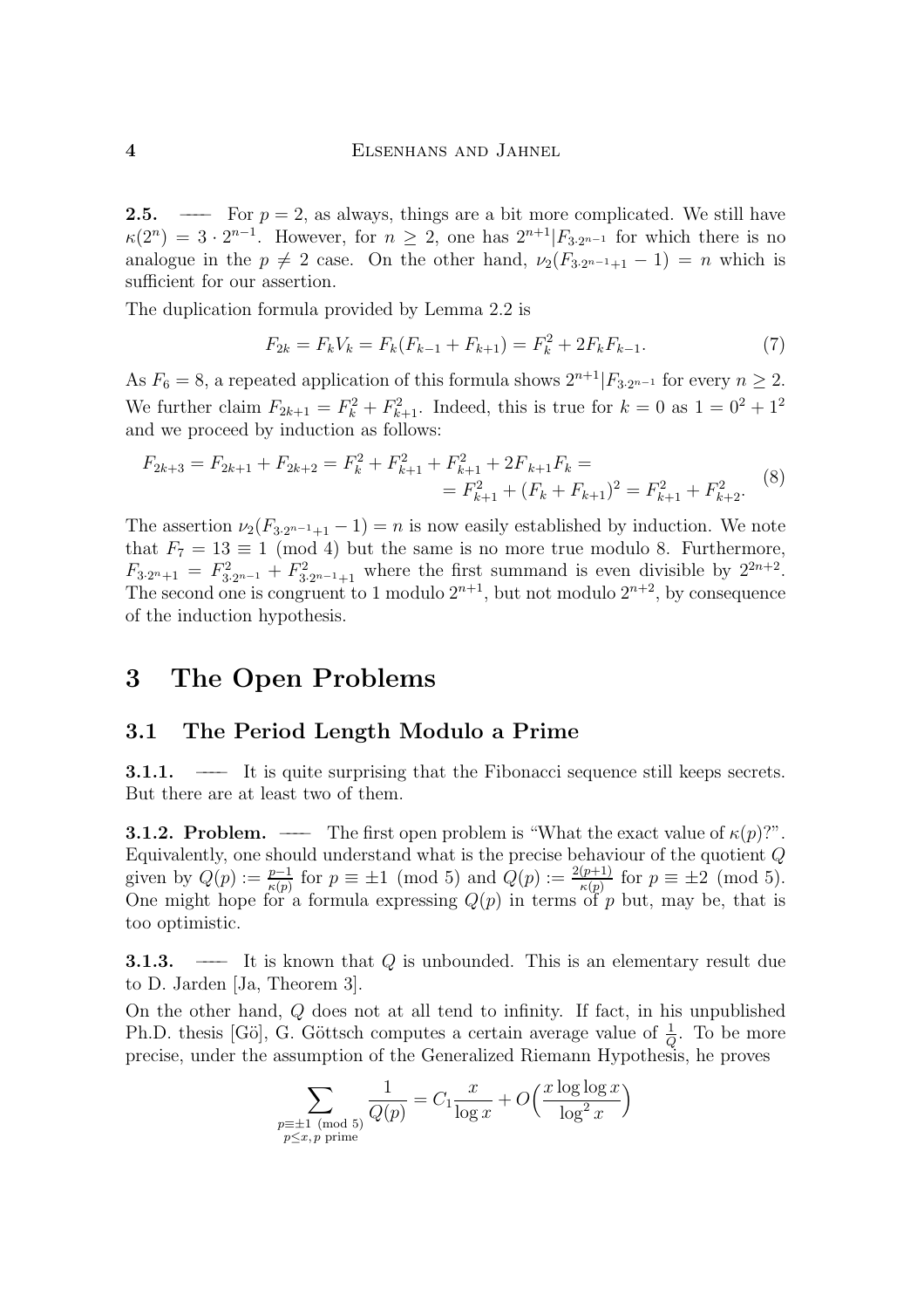**2.5.** — For $p = 2$, as always, things are a bit more complicated. We still have $\kappa(2^n) = 3 \cdot 2^{n-1}$. However, for $n \geq 2$, one has $2^{n+1} | F_{3 \cdot 2^{n-1}}$ for which there is no analogue in the $p \neq 2$ case. On the other hand, $\nu_2(F_{3 \cdot 2^{n-1}+1} - 1) = n$ which is sufficient for our assertion.

The duplication formula provided by Lemma 2.2 is

$$F_{2k} = F_k V_k = F_k(F_{k-1} + F_{k+1}) = F_k^2 + 2F_k F_{k-1}. \tag{7}$$

As $F_6 = 8$, a repeated application of this formula shows $2^{n+1} | F_{3 \cdot 2^{n-1}}$ for every $n \geq 2$. We further claim $F_{2k+1} = F_k^2 + F_{k+1}^2$. Indeed, this is true for $k = 0$ as $1 = 0^2 + 1^2$ and we proceed by induction as follows:

$$\begin{aligned} F_{2k+3} = F_{2k+1} + F_{2k+2} = F_k^2 + F_{k+1}^2 + F_{k+1}^2 + 2F_{k+1}F_k = \\ = F_{k+1}^2 + (F_k + F_{k+1})^2 = F_{k+1}^2 + F_{k+2}^2. \end{aligned} \tag{8}$$

The assertion $\nu_2(F_{3 \cdot 2^{n-1}+1} - 1) = n$ is now easily established by induction. We note that $F_7 = 13 \equiv 1 \pmod 4$ but the same is no more true modulo 8. Furthermore, $F_{3 \cdot 2^n + 1} = F_{3 \cdot 2^{n-1}}^2 + F_{3 \cdot 2^{n-1}+1}^2$ where the first summand is even divisible by $2^{2n+2}$. The second one is congruent to 1 modulo $2^{n+1}$, but not modulo $2^{n+2}$, by consequence of the induction hypothesis.

# 3 The Open Problems

## 3.1 The Period Length Modulo a Prime

**3.1.1.** — It is quite surprising that the Fibonacci sequence still keeps secrets. But there are at least two of them.

**3.1.2. Problem.** — The first open problem is "What the exact value of $\kappa(p)$?". Equivalently, one should understand what is the precise behaviour of the quotient $Q$ given by $Q(p) := \frac{p-1}{\kappa(p)}$ for $p \equiv \pm 1 \pmod 5$ and $Q(p) := \frac{2(p+1)}{\kappa(p)}$ for $p \equiv \pm 2 \pmod 5$. One might hope for a formula expressing $Q(p)$ in terms of $p$ but, may be, that is too optimistic.

**3.1.3.** — It is known that $Q$ is unbounded. This is an elementary result due to D. Jarden [Ja, Theorem 3].

On the other hand, $Q$ does not at all tend to infinity. If fact, in his unpublished Ph.D. thesis [Gö], G. Göttsch computes a certain average value of $\frac{1}{Q}$. To be more precise, under the assumption of the Generalized Riemann Hypothesis, he proves

$$\sum_{\substack{p \equiv \pm 1 \pmod 5 \\ p \leq x,\, p \text{ prime}}} \frac{1}{Q(p)} = C_1 \frac{x}{\log x} + O\Big(\frac{x \log \log x}{\log^2 x}\Big)$$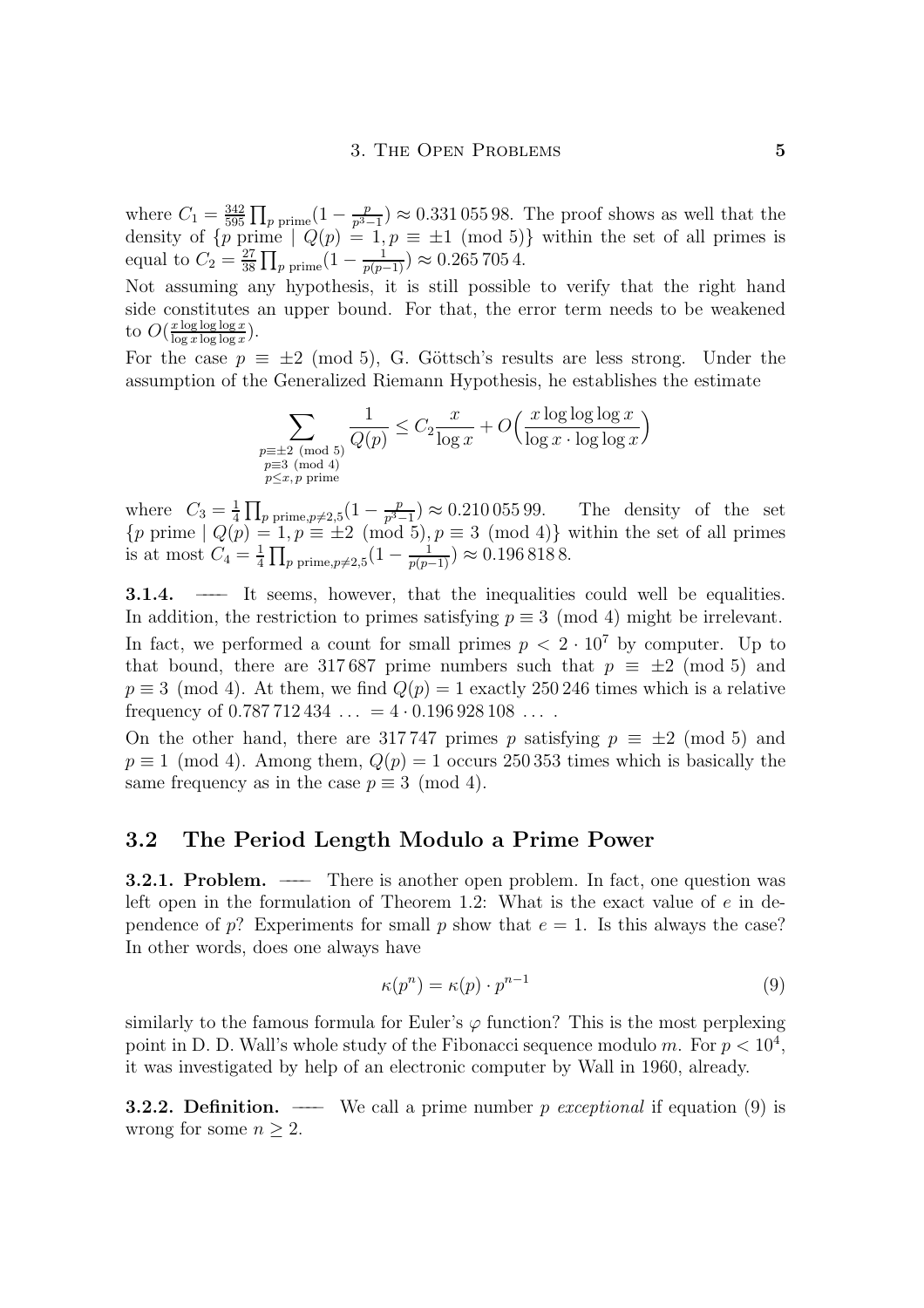where $C_1 = \frac{342}{595} \prod_{p \text{ prime}} (1 - \frac{p}{p^3-1}) \approx 0.331\,055\,98$. The proof shows as well that the density of $\{p \text{ prime} \mid Q(p) = 1, p \equiv \pm 1 \pmod 5\}$ within the set of all primes is equal to $C_2 = \frac{27}{38} \prod_{p \text{ prime}} (1 - \frac{1}{p(p-1)}) \approx 0.265\,705\,4$.

Not assuming any hypothesis, it is still possible to verify that the right hand side constitutes an upper bound. For that, the error term needs to be weakened to $O(\frac{x \log\log\log x}{\log x \log\log x})$.

For the case $p \equiv \pm 2 \pmod 5$, G. Göttsch's results are less strong. Under the assumption of the Generalized Riemann Hypothesis, he establishes the estimate

$$\sum_{\substack{p \equiv \pm 2 \pmod 5 \\ p \equiv 3 \pmod 4 \\ p \leq x, p \text{ prime}}} \frac{1}{Q(p)} \leq C_2 \frac{x}{\log x} + O\Big(\frac{x \log\log\log x}{\log x \cdot \log\log x}\Big)$$

where $C_3 = \frac{1}{4} \prod_{p \text{ prime}, p \neq 2,5} (1 - \frac{p}{p^3-1}) \approx 0.210\,055\,99$. The density of the set $\{p \text{ prime} \mid Q(p) = 1, p \equiv \pm 2 \pmod 5, p \equiv 3 \pmod 4\}$ within the set of all primes is at most $C_4 = \frac{1}{4} \prod_{p \text{ prime}, p \neq 2,5} (1 - \frac{1}{p(p-1)}) \approx 0.196\,818\,8$.

**3.1.4.** — It seems, however, that the inequalities could well be equalities. In addition, the restriction to primes satisfying $p \equiv 3 \pmod 4$ might be irrelevant.

In fact, we performed a count for small primes $p < 2 \cdot 10^7$ by computer. Up to that bound, there are 317 687 prime numbers such that $p \equiv \pm 2 \pmod 5$ and $p \equiv 3 \pmod 4$. At them, we find $Q(p) = 1$ exactly 250 246 times which is a relative frequency of $0.787\,712\,434\ \ldots = 4 \cdot 0.196\,928\,108\ \ldots$ .

On the other hand, there are 317 747 primes $p$ satisfying $p \equiv \pm 2 \pmod 5$ and $p \equiv 1 \pmod 4$. Among them, $Q(p) = 1$ occurs 250 353 times which is basically the same frequency as in the case $p \equiv 3 \pmod 4$.

## 3.2 The Period Length Modulo a Prime Power

**3.2.1. Problem.** — There is another open problem. In fact, one question was left open in the formulation of Theorem 1.2: What is the exact value of $e$ in dependence of $p$? Experiments for small $p$ show that $e = 1$. Is this always the case? In other words, does one always have

$$\kappa(p^n) = \kappa(p) \cdot p^{n-1} \tag{9}$$

similarly to the famous formula for Euler's $\varphi$ function? This is the most perplexing point in D. D. Wall's whole study of the Fibonacci sequence modulo $m$. For $p < 10^4$, it was investigated by help of an electronic computer by Wall in 1960, already.

**3.2.2. Definition.** — We call a prime number $p$ *exceptional* if equation (9) is wrong for some $n \geq 2$.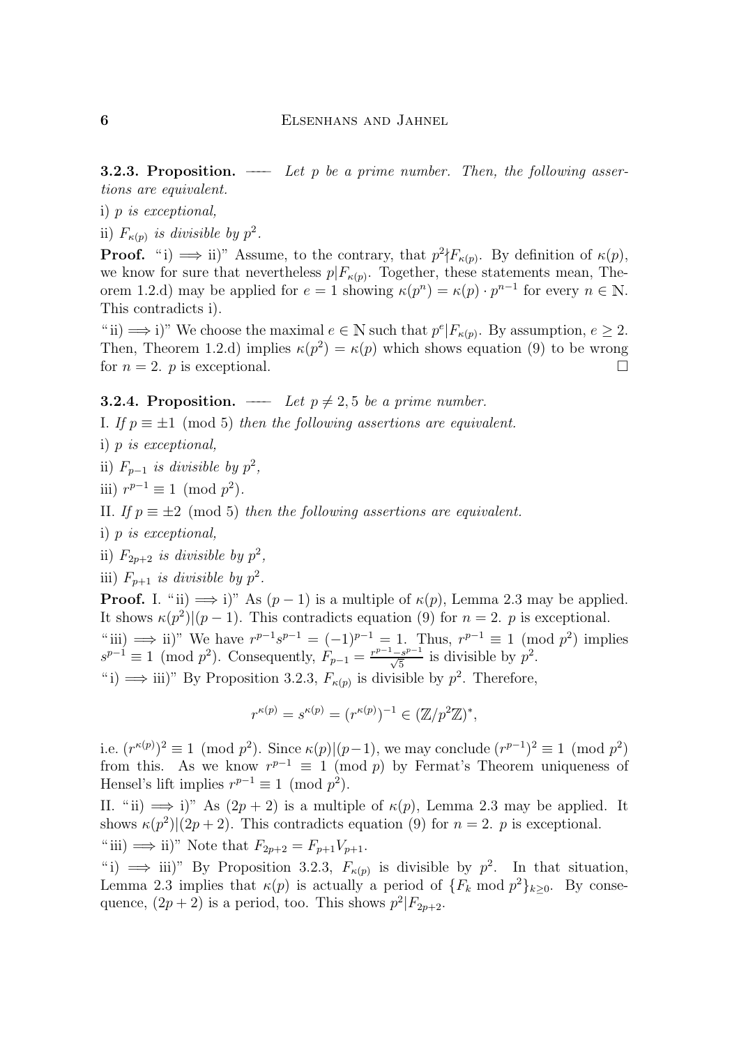**3.2.3. Proposition.** — *Let $p$ be a prime number. Then, the following assertions are equivalent.*

i) *$p$ is exceptional,*

ii) *$F_{\kappa(p)}$ is divisible by $p^2$.*

**Proof.** "i) $\Longrightarrow$ ii)" Assume, to the contrary, that $p^2 \nmid F_{\kappa(p)}$. By definition of $\kappa(p)$, we know for sure that nevertheless $p | F_{\kappa(p)}$. Together, these statements mean, Theorem 1.2.d) may be applied for $e = 1$ showing $\kappa(p^n) = \kappa(p) \cdot p^{n-1}$ for every $n \in \mathbb{N}$. This contradicts i).

"ii) $\Longrightarrow$ i)" We choose the maximal $e \in \mathbb{N}$ such that $p^e | F_{\kappa(p)}$. By assumption, $e \geq 2$. Then, Theorem 1.2.d) implies $\kappa(p^2) = \kappa(p)$ which shows equation (9) to be wrong for $n = 2$. $p$ is exceptional. □

**3.2.4. Proposition.** — *Let $p \neq 2, 5$ be a prime number.*

I. *If $p \equiv \pm 1 \pmod 5$ then the following assertions are equivalent.*

i) *$p$ is exceptional,*

ii) *$F_{p-1}$ is divisible by $p^2$,*

iii) *$r^{p-1} \equiv 1 \pmod{p^2}$.*

II. *If $p \equiv \pm 2 \pmod 5$ then the following assertions are equivalent.*

i) *$p$ is exceptional,*

ii) *$F_{2p+2}$ is divisible by $p^2$,*

iii) *$F_{p+1}$ is divisible by $p^2$.*

**Proof.** I. "ii) $\Longrightarrow$ i)" As $(p-1)$ is a multiple of $\kappa(p)$, Lemma 2.3 may be applied. It shows $\kappa(p^2) | (p-1)$. This contradicts equation (9) for $n = 2$. $p$ is exceptional.

"iii) $\Longrightarrow$ ii)" We have $r^{p-1}s^{p-1} = (-1)^{p-1} = 1$. Thus, $r^{p-1} \equiv 1 \pmod{p^2}$ implies $s^{p-1} \equiv 1 \pmod{p^2}$. Consequently, $F_{p-1} = \frac{r^{p-1} - s^{p-1}}{\sqrt{5}}$ is divisible by $p^2$.

"i) $\Longrightarrow$ iii)" By Proposition 3.2.3, $F_{\kappa(p)}$ is divisible by $p^2$. Therefore,

$$r^{\kappa(p)} = s^{\kappa(p)} = (r^{\kappa(p)})^{-1} \in (\mathbb{Z}/p^2\mathbb{Z})^*,$$

i.e. $(r^{\kappa(p)})^2 \equiv 1 \pmod{p^2}$. Since $\kappa(p) | (p-1)$, we may conclude $(r^{p-1})^2 \equiv 1 \pmod{p^2}$ from this. As we know $r^{p-1} \equiv 1 \pmod p$ by Fermat's Theorem uniqueness of Hensel's lift implies $r^{p-1} \equiv 1 \pmod{p^2}$.

II. "ii) $\Longrightarrow$ i)" As $(2p+2)$ is a multiple of $\kappa(p)$, Lemma 2.3 may be applied. It shows $\kappa(p^2) | (2p+2)$. This contradicts equation (9) for $n = 2$. $p$ is exceptional.

"iii) $\Longrightarrow$ ii)" Note that $F_{2p+2} = F_{p+1}V_{p+1}$.

"i) $\Longrightarrow$ iii)" By Proposition 3.2.3, $F_{\kappa(p)}$ is divisible by $p^2$. In that situation, Lemma 2.3 implies that $\kappa(p)$ is actually a period of $\{F_k \bmod p^2\}_{k \geq 0}$. By consequence, $(2p+2)$ is a period, too. This shows $p^2 | F_{2p+2}$.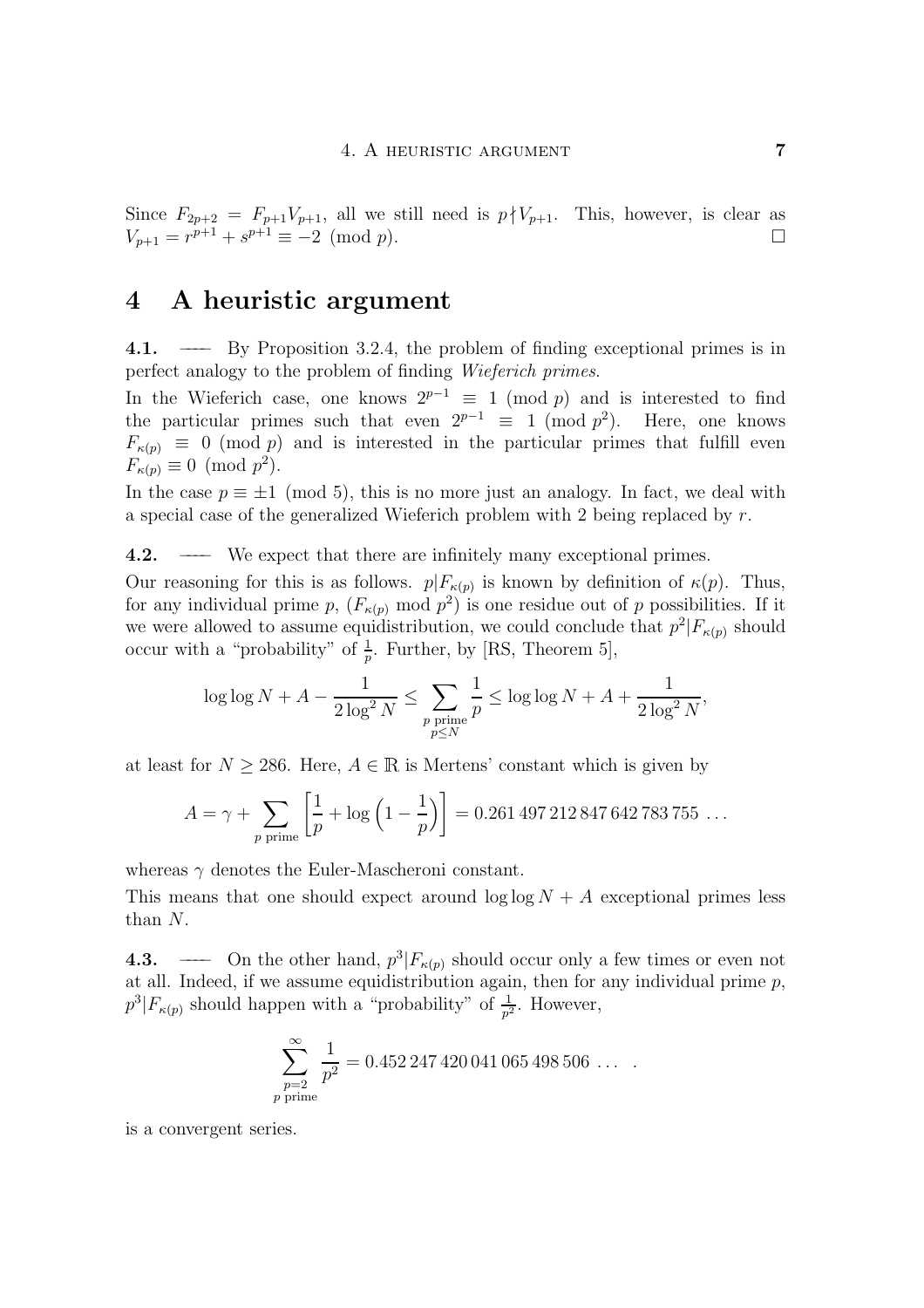Since $F_{2p+2} = F_{p+1}V_{p+1}$, all we still need is $p \nmid V_{p+1}$. This, however, is clear as $V_{p+1} = r^{p+1} + s^{p+1} \equiv -2 \pmod p$. □

# 4 A heuristic argument

**4.1.** —— By Proposition 3.2.4, the problem of finding exceptional primes is in perfect analogy to the problem of finding *Wieferich primes*.

In the Wieferich case, one knows $2^{p-1} \equiv 1 \pmod p$ and is interested to find the particular primes such that even $2^{p-1} \equiv 1 \pmod{p^2}$. Here, one knows $F_{\kappa(p)} \equiv 0 \pmod p$ and is interested in the particular primes that fulfill even $F_{\kappa(p)} \equiv 0 \pmod{p^2}$.

In the case $p \equiv \pm 1 \pmod 5$, this is no more just an analogy. In fact, we deal with a special case of the generalized Wieferich problem with 2 being replaced by $r$.

**4.2.** —— We expect that there are infinitely many exceptional primes.

Our reasoning for this is as follows. $p | F_{\kappa(p)}$ is known by definition of $\kappa(p)$. Thus, for any individual prime $p$, $(F_{\kappa(p)} \bmod p^2)$ is one residue out of $p$ possibilities. If it we were allowed to assume equidistribution, we could conclude that $p^2 | F_{\kappa(p)}$ should occur with a "probability" of $\frac{1}{p}$. Further, by [RS, Theorem 5],

$$\log\log N + A - \frac{1}{2\log^2 N} \leq \sum_{\substack{p \text{ prime} \\ p \leq N}} \frac{1}{p} \leq \log\log N + A + \frac{1}{2\log^2 N},$$

at least for $N \geq 286$. Here, $A \in \mathbb{R}$ is Mertens' constant which is given by

$$A = \gamma + \sum_{p \text{ prime}} \left[ \frac{1}{p} + \log\left(1 - \frac{1}{p}\right) \right] = 0.261\,497\,212\,847\,642\,783\,755\ \ldots$$

whereas $\gamma$ denotes the Euler-Mascheroni constant.

This means that one should expect around $\log\log N + A$ exceptional primes less than $N$.

**4.3.** —— On the other hand, $p^3 | F_{\kappa(p)}$ should occur only a few times or even not at all. Indeed, if we assume equidistribution again, then for any individual prime $p$, $p^3 | F_{\kappa(p)}$ should happen with a "probability" of $\frac{1}{p^2}$. However,

$$\sum_{\substack{p=2 \\ p \text{ prime}}}^{\infty} \frac{1}{p^2} = 0.452\,247\,420\,041\,065\,498\,506\ \ldots\ .$$

is a convergent series.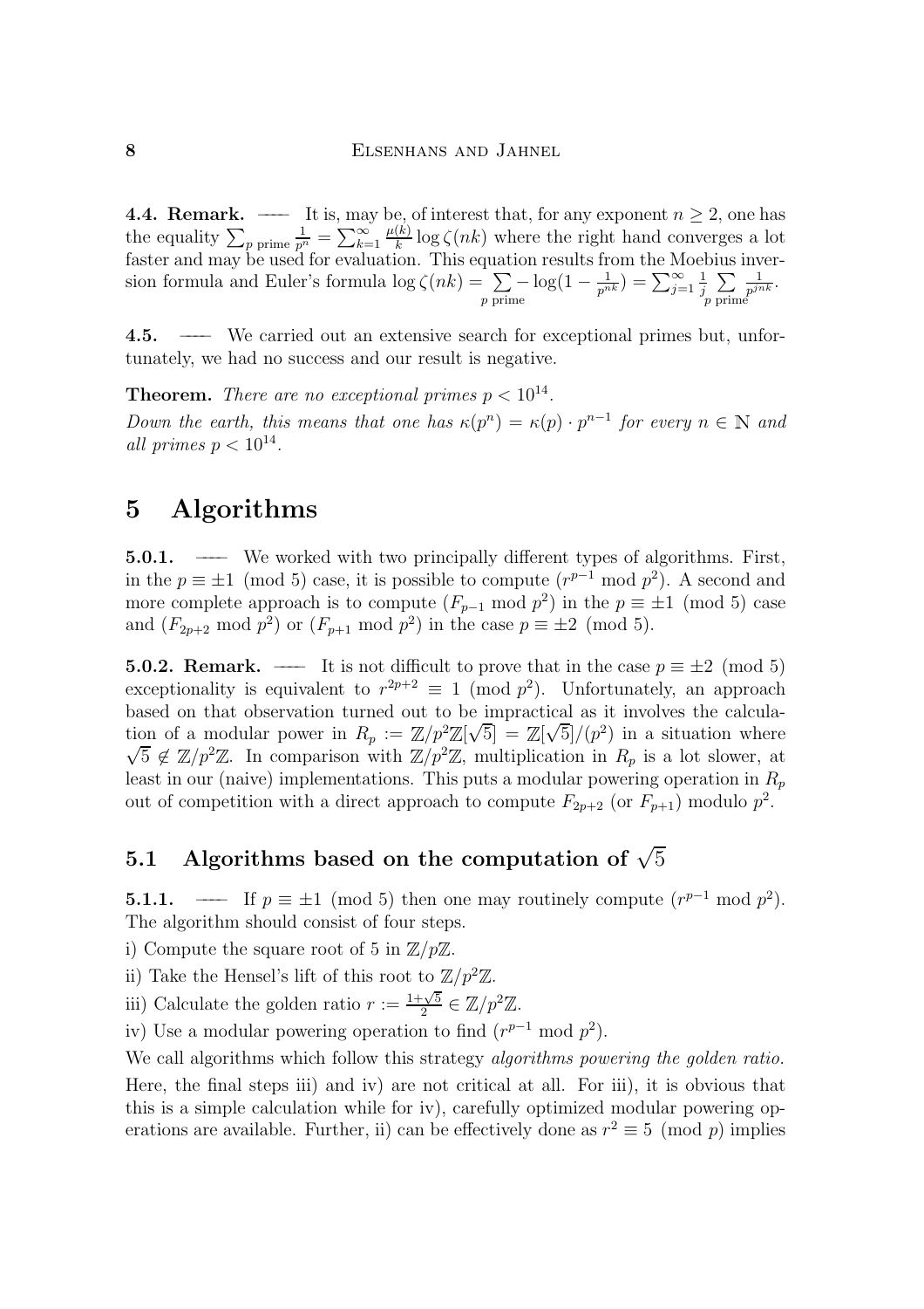**4.4. Remark.** — It is, may be, of interest that, for any exponent $n \geq 2$, one has the equality $\sum_{p \text{ prime}} \frac{1}{p^n} = \sum_{k=1}^{\infty} \frac{\mu(k)}{k} \log \zeta(nk)$ where the right hand converges a lot faster and may be used for evaluation. This equation results from the Moebius inversion formula and Euler's formula $\log \zeta(nk) = \sum\limits_{p \text{ prime}} -\log(1 - \frac{1}{p^{nk}}) = \sum_{j=1}^{\infty} \frac{1}{j} \sum\limits_{p \text{ prime}} \frac{1}{p^{jnk}}$.

**4.5.** — We carried out an extensive search for exceptional primes but, unfortunately, we had no success and our result is negative.

**Theorem.** *There are no exceptional primes $p < 10^{14}$.*

*Down the earth, this means that one has $\kappa(p^n) = \kappa(p) \cdot p^{n-1}$ for every $n \in \mathbb{N}$ and all primes $p < 10^{14}$.*

# 5 Algorithms

**5.0.1.** — We worked with two principally different types of algorithms. First, in the $p \equiv \pm 1 \pmod 5$ case, it is possible to compute $(r^{p-1} \bmod p^2)$. A second and more complete approach is to compute $(F_{p-1} \bmod p^2)$ in the $p \equiv \pm 1 \pmod 5$ case and $(F_{2p+2} \bmod p^2)$ or $(F_{p+1} \bmod p^2)$ in the case $p \equiv \pm 2 \pmod 5$.

**5.0.2. Remark.** — It is not difficult to prove that in the case $p \equiv \pm 2 \pmod 5$ exceptionality is equivalent to $r^{2p+2} \equiv 1 \pmod{p^2}$. Unfortunately, an approach based on that observation turned out to be impractical as it involves the calculation of a modular power in $R_p := \mathbb{Z}/p^2\mathbb{Z}[\sqrt{5}] = \mathbb{Z}[\sqrt{5}]/(p^2)$ in a situation where $\sqrt{5} \notin \mathbb{Z}/p^2\mathbb{Z}$. In comparison with $\mathbb{Z}/p^2\mathbb{Z}$, multiplication in $R_p$ is a lot slower, at least in our (naive) implementations. This puts a modular powering operation in $R_p$ out of competition with a direct approach to compute $F_{2p+2}$ (or $F_{p+1}$) modulo $p^2$.

## 5.1 Algorithms based on the computation of $\sqrt{5}$

**5.1.1.** — If $p \equiv \pm 1 \pmod 5$ then one may routinely compute $(r^{p-1} \bmod p^2)$. The algorithm should consist of four steps.

i) Compute the square root of 5 in $\mathbb{Z}/p\mathbb{Z}$.

ii) Take the Hensel's lift of this root to $\mathbb{Z}/p^2\mathbb{Z}$.

iii) Calculate the golden ratio $r := \frac{1+\sqrt{5}}{2} \in \mathbb{Z}/p^2\mathbb{Z}$.

iv) Use a modular powering operation to find $(r^{p-1} \bmod p^2)$.

We call algorithms which follow this strategy *algorithms powering the golden ratio.* Here, the final steps iii) and iv) are not critical at all. For iii), it is obvious that this is a simple calculation while for iv), carefully optimized modular powering operations are available. Further, ii) can be effectively done as $r^2 \equiv 5 \pmod p$ implies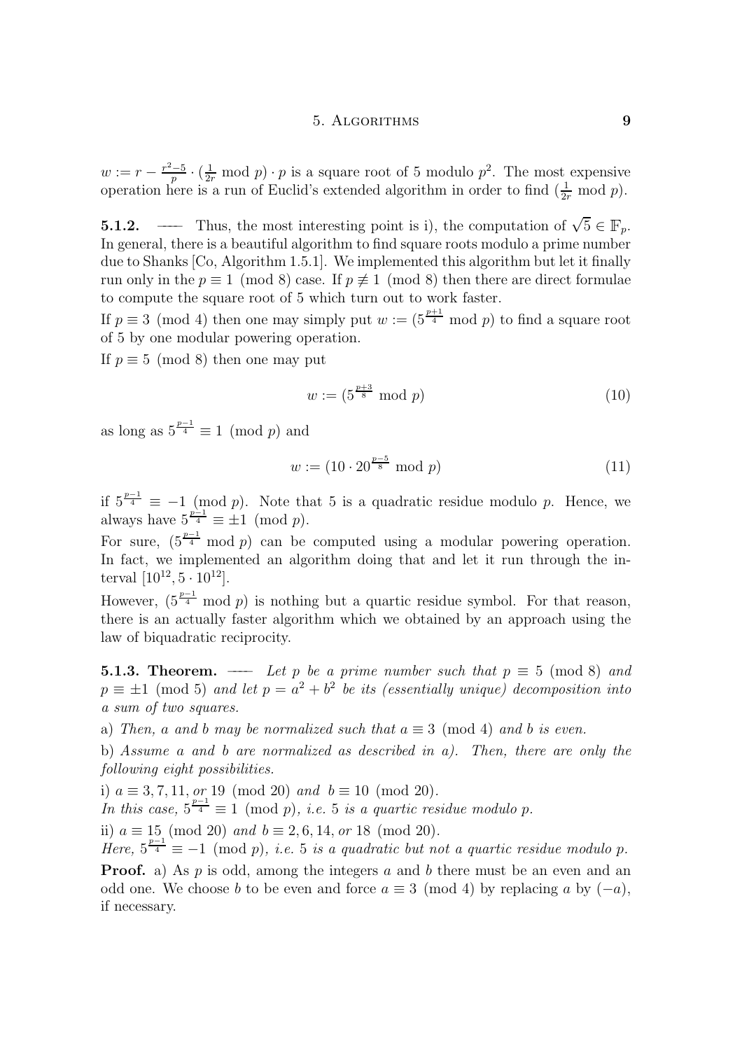$w := r - \frac{r^2-5}{p} \cdot (\frac{1}{2r} \bmod p) \cdot p$ is a square root of 5 modulo $p^2$. The most expensive operation here is a run of Euclid's extended algorithm in order to find $(\frac{1}{2r} \bmod p)$.

**5.1.2.** — Thus, the most interesting point is i), the computation of $\sqrt{5} \in \mathbb{F}_p$. In general, there is a beautiful algorithm to find square roots modulo a prime number due to Shanks [Co, Algorithm 1.5.1]. We implemented this algorithm but let it finally run only in the $p \equiv 1 \pmod 8$ case. If $p \not\equiv 1 \pmod 8$ then there are direct formulae to compute the square root of 5 which turn out to work faster.

If $p \equiv 3 \pmod 4$ then one may simply put $w := (5^{\frac{p+1}{4}} \bmod p)$ to find a square root of 5 by one modular powering operation.

If $p \equiv 5 \pmod 8$ then one may put

$$w := (5^{\frac{p+3}{8}} \bmod p) \tag{10}$$

as long as $5^{\frac{p-1}{4}} \equiv 1 \pmod p$ and

$$w := (10 \cdot 20^{\frac{p-5}{8}} \bmod p) \tag{11}$$

if $5^{\frac{p-1}{4}} \equiv -1 \pmod p$. Note that 5 is a quadratic residue modulo $p$. Hence, we always have $5^{\frac{p-1}{4}} \equiv \pm 1 \pmod p$.

For sure, $(5^{\frac{p-1}{4}} \bmod p)$ can be computed using a modular powering operation. In fact, we implemented an algorithm doing that and let it run through the interval $[10^{12}, 5 \cdot 10^{12}]$.

However, $(5^{\frac{p-1}{4}} \bmod p)$ is nothing but a quartic residue symbol. For that reason, there is an actually faster algorithm which we obtained by an approach using the law of biquadratic reciprocity.

**5.1.3. Theorem.** — *Let $p$ be a prime number such that $p \equiv 5 \pmod 8$ and $p \equiv \pm 1 \pmod 5$ and let $p = a^2 + b^2$ be its (essentially unique) decomposition into a sum of two squares.*

a) *Then, $a$ and $b$ may be normalized such that $a \equiv 3 \pmod 4$ and $b$ is even.*

b) *Assume $a$ and $b$ are normalized as described in a). Then, there are only the following eight possibilities.*

i) *$a \equiv 3, 7, 11,$ or $19 \pmod{20}$ and $b \equiv 10 \pmod{20}$.*
*In this case, $5^{\frac{p-1}{4}} \equiv 1 \pmod p$, i.e. 5 is a quartic residue modulo $p$.*

ii) *$a \equiv 15 \pmod{20}$ and $b \equiv 2, 6, 14,$ or $18 \pmod{20}$.*
*Here, $5^{\frac{p-1}{4}} \equiv -1 \pmod p$, i.e. 5 is a quadratic but not a quartic residue modulo $p$.*

**Proof.** a) As $p$ is odd, among the integers $a$ and $b$ there must be an even and an odd one. We choose $b$ to be even and force $a \equiv 3 \pmod 4$ by replacing $a$ by $(-a)$, if necessary.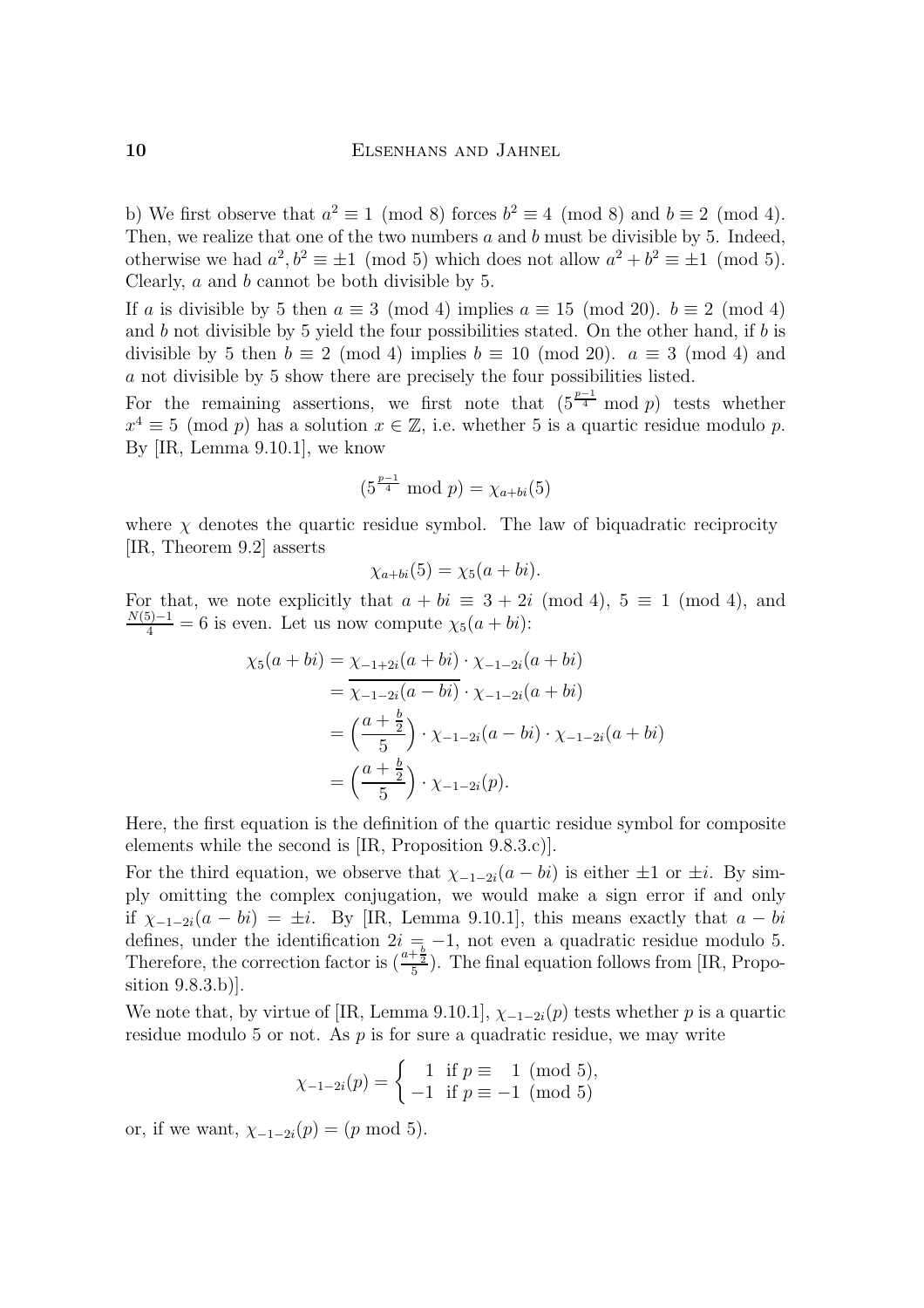b) We first observe that $a^2 \equiv 1 \pmod 8$ forces $b^2 \equiv 4 \pmod 8$ and $b \equiv 2 \pmod 4$. Then, we realize that one of the two numbers $a$ and $b$ must be divisible by 5. Indeed, otherwise we had $a^2, b^2 \equiv \pm 1 \pmod 5$ which does not allow $a^2 + b^2 \equiv \pm 1 \pmod 5$. Clearly, $a$ and $b$ cannot be both divisible by 5.

If $a$ is divisible by 5 then $a \equiv 3 \pmod 4$ implies $a \equiv 15 \pmod{20}$. $b \equiv 2 \pmod 4$ and $b$ not divisible by 5 yield the four possibilities stated. On the other hand, if $b$ is divisible by 5 then $b \equiv 2 \pmod 4$ implies $b \equiv 10 \pmod{20}$. $a \equiv 3 \pmod 4$ and $a$ not divisible by 5 show there are precisely the four possibilities listed.

For the remaining assertions, we first note that $(5^{\frac{p-1}{4}} \bmod p)$ tests whether $x^4 \equiv 5 \pmod p$ has a solution $x \in \mathbb{Z}$, i.e. whether 5 is a quartic residue modulo $p$. By [IR, Lemma 9.10.1], we know

$$(5^{\frac{p-1}{4}} \bmod p) = \chi_{a+bi}(5)$$

where $\chi$ denotes the quartic residue symbol. The law of biquadratic reciprocity [IR, Theorem 9.2] asserts

$$\chi_{a+bi}(5) = \chi_5(a+bi).$$

For that, we note explicitly that $a + bi \equiv 3 + 2i \pmod 4$, $5 \equiv 1 \pmod 4$, and $\frac{N(5)-1}{4} = 6$ is even. Let us now compute $\chi_5(a+bi)$:

$$\begin{aligned}
\chi_5(a+bi) &= \chi_{-1+2i}(a+bi) \cdot \chi_{-1-2i}(a+bi) \\
&= \overline{\chi_{-1-2i}(a-bi)} \cdot \chi_{-1-2i}(a+bi) \\
&= \Big(\frac{a+\frac{b}{2}}{5}\Big) \cdot \chi_{-1-2i}(a-bi) \cdot \chi_{-1-2i}(a+bi) \\
&= \Big(\frac{a+\frac{b}{2}}{5}\Big) \cdot \chi_{-1-2i}(p).
\end{aligned}$$

Here, the first equation is the definition of the quartic residue symbol for composite elements while the second is [IR, Proposition 9.8.3.c)].

For the third equation, we observe that $\chi_{-1-2i}(a-bi)$ is either $\pm 1$ or $\pm i$. By simply omitting the complex conjugation, we would make a sign error if and only if $\chi_{-1-2i}(a-bi) = \pm i$. By [IR, Lemma 9.10.1], this means exactly that $a - bi$ defines, under the identification $2i = -1$, not even a quadratic residue modulo 5. Therefore, the correction factor is $(\frac{a+\frac{b}{2}}{5})$. The final equation follows from [IR, Proposition 9.8.3.b)].

We note that, by virtue of [IR, Lemma 9.10.1], $\chi_{-1-2i}(p)$ tests whether $p$ is a quartic residue modulo 5 or not. As $p$ is for sure a quadratic residue, we may write

$$\chi_{-1-2i}(p) = \begin{cases} \phantom{-}1 & \text{if } p \equiv \phantom{-}1 \pmod 5, \\ -1 & \text{if } p \equiv -1 \pmod 5 \end{cases}$$

or, if we want, $\chi_{-1-2i}(p) = (p \bmod 5)$.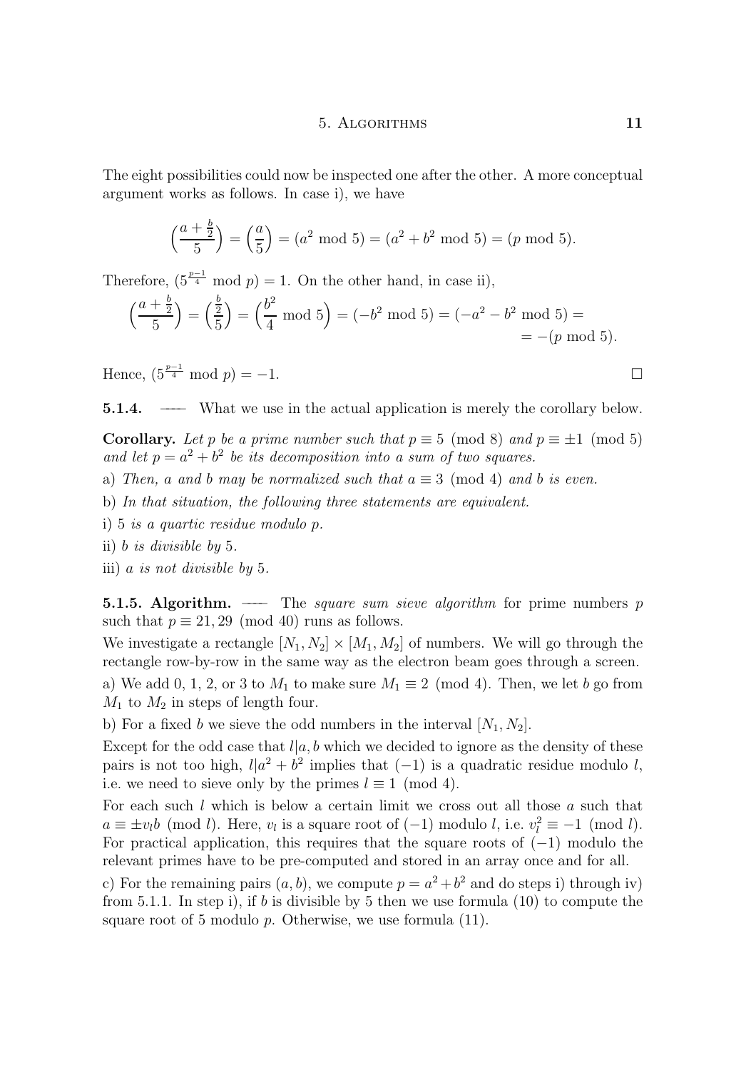The eight possibilities could now be inspected one after the other. A more conceptual argument works as follows. In case i), we have

$$\Big(\frac{a+\frac{b}{2}}{5}\Big) = \Big(\frac{a}{5}\Big) = (a^2 \bmod 5) = (a^2+b^2 \bmod 5) = (p \bmod 5).$$

Therefore, $(5^{\frac{p-1}{4}} \bmod p) = 1$. On the other hand, in case ii),

$$\Big(\frac{a+\frac{b}{2}}{5}\Big) = \Big(\frac{\frac{b}{2}}{5}\Big) = \Big(\frac{b^2}{4} \bmod 5\Big) = (-b^2 \bmod 5) = (-a^2-b^2 \bmod 5) = \\ = -(p \bmod 5).$$

Hence, $(5^{\frac{p-1}{4}} \bmod p) = -1$. □

**5.1.4.** — What we use in the actual application is merely the corollary below.

**Corollary.** *Let $p$ be a prime number such that $p \equiv 5 \pmod 8$ and $p \equiv \pm 1 \pmod 5$ and let $p = a^2 + b^2$ be its decomposition into a sum of two squares.*

a) *Then, $a$ and $b$ may be normalized such that $a \equiv 3 \pmod 4$ and $b$ is even.*

b) *In that situation, the following three statements are equivalent.*

i) *5 is a quartic residue modulo $p$.*

ii) *$b$ is divisible by 5.*

iii) *$a$ is not divisible by 5.*

**5.1.5. Algorithm.** — The *square sum sieve algorithm* for prime numbers $p$ such that $p \equiv 21, 29 \pmod{40}$ runs as follows.

We investigate a rectangle $[N_1, N_2] \times [M_1, M_2]$ of numbers. We will go through the rectangle row-by-row in the same way as the electron beam goes through a screen.

a) We add 0, 1, 2, or 3 to $M_1$ to make sure $M_1 \equiv 2 \pmod 4$. Then, we let $b$ go from $M_1$ to $M_2$ in steps of length four.

b) For a fixed $b$ we sieve the odd numbers in the interval $[N_1, N_2]$.

Except for the odd case that $l | a, b$ which we decided to ignore as the density of these pairs is not too high, $l | a^2 + b^2$ implies that $(-1)$ is a quadratic residue modulo $l$, i.e. we need to sieve only by the primes $l \equiv 1 \pmod 4$.

For each such $l$ which is below a certain limit we cross out all those $a$ such that $a \equiv \pm v_l b \pmod l$. Here, $v_l$ is a square root of $(-1)$ modulo $l$, i.e. $v_l^2 \equiv -1 \pmod l$. For practical application, this requires that the square roots of $(-1)$ modulo the relevant primes have to be pre-computed and stored in an array once and for all.

c) For the remaining pairs $(a, b)$, we compute $p = a^2 + b^2$ and do steps i) through iv) from 5.1.1. In step i), if $b$ is divisible by 5 then we use formula (10) to compute the square root of 5 modulo $p$. Otherwise, we use formula (11).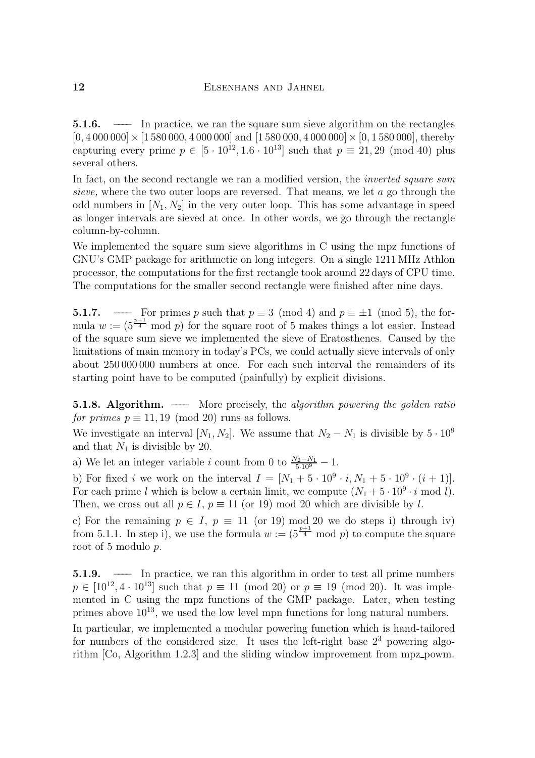**5.1.6.** — In practice, we ran the square sum sieve algorithm on the rectangles $[0, 4\,000\,000] \times [1\,580\,000, 4\,000\,000]$ and $[1\,580\,000, 4\,000\,000] \times [0, 1\,580\,000]$, thereby capturing every prime $p \in [5 \cdot 10^{12}, 1.6 \cdot 10^{13}]$ such that $p \equiv 21, 29 \pmod{40}$ plus several others.

In fact, on the second rectangle we ran a modified version, the *inverted square sum sieve,* where the two outer loops are reversed. That means, we let $a$ go through the odd numbers in $[N_1, N_2]$ in the very outer loop. This has some advantage in speed as longer intervals are sieved at once. In other words, we go through the rectangle column-by-column.

We implemented the square sum sieve algorithms in C using the mpz functions of GNU's GMP package for arithmetic on long integers. On a single 1211 MHz Athlon processor, the computations for the first rectangle took around 22 days of CPU time. The computations for the smaller second rectangle were finished after nine days.

**5.1.7.** — For primes $p$ such that $p \equiv 3 \pmod 4$ and $p \equiv \pm 1 \pmod 5$, the formula $w := (5^{\frac{p+1}{4}} \bmod p)$ for the square root of 5 makes things a lot easier. Instead of the square sum sieve we implemented the sieve of Eratosthenes. Caused by the limitations of main memory in today's PCs, we could actually sieve intervals of only about 250 000 000 numbers at once. For each such interval the remainders of its starting point have to be computed (painfully) by explicit divisions.

**5.1.8. Algorithm.** — More precisely, the *algorithm powering the golden ratio for primes* $p \equiv 11, 19 \pmod{20}$ runs as follows.

We investigate an interval $[N_1, N_2]$. We assume that $N_2 - N_1$ is divisible by $5 \cdot 10^9$ and that $N_1$ is divisible by 20.

a) We let an integer variable $i$ count from 0 to $\frac{N_2 - N_1}{5 \cdot 10^9} - 1$.

b) For fixed $i$ we work on the interval $I = [N_1 + 5 \cdot 10^9 \cdot i, N_1 + 5 \cdot 10^9 \cdot (i+1)]$. For each prime $l$ which is below a certain limit, we compute $(N_1 + 5 \cdot 10^9 \cdot i \bmod l)$. Then, we cross out all $p \in I$, $p \equiv 11$ (or 19) mod 20 which are divisible by $l$.

c) For the remaining $p \in I$, $p \equiv 11$ (or 19) mod 20 we do steps i) through iv) from 5.1.1. In step i), we use the formula $w := (5^{\frac{p+1}{4}} \bmod p)$ to compute the square root of 5 modulo $p$.

**5.1.9.** — In practice, we ran this algorithm in order to test all prime numbers $p \in [10^{12}, 4 \cdot 10^{13}]$ such that $p \equiv 11 \pmod{20}$ or $p \equiv 19 \pmod{20}$. It was implemented in C using the mpz functions of the GMP package. Later, when testing primes above $10^{13}$, we used the low level mpn functions for long natural numbers.

In particular, we implemented a modular powering function which is hand-tailored for numbers of the considered size. It uses the left-right base $2^3$ powering algorithm [Co, Algorithm 1.2.3] and the sliding window improvement from mpz_powm.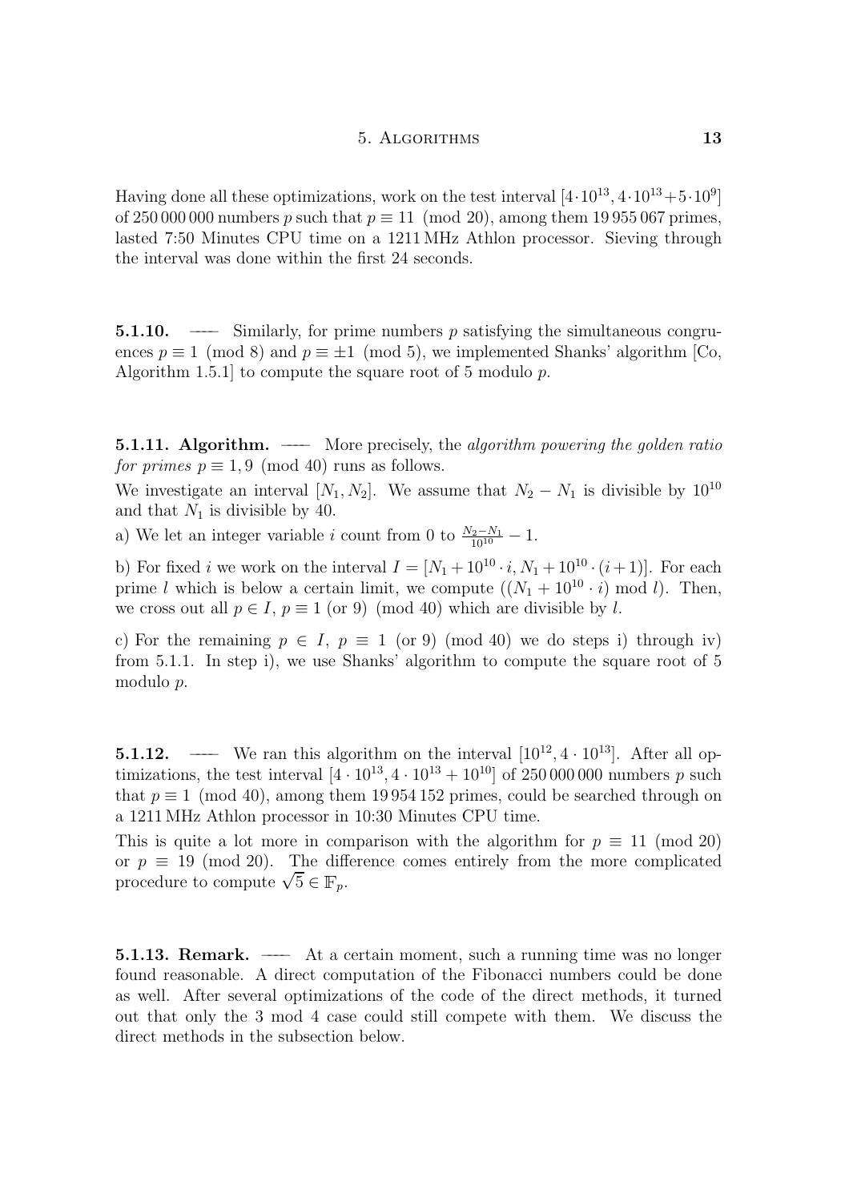Having done all these optimizations, work on the test interval $[4 \cdot 10^{13}, 4 \cdot 10^{13} + 5 \cdot 10^9]$ of 250 000 000 numbers $p$ such that $p \equiv 11 \pmod{20}$, among them 19 955 067 primes, lasted 7:50 Minutes CPU time on a 1211 MHz Athlon processor. Sieving through the interval was done within the first 24 seconds.

**5.1.10.** — Similarly, for prime numbers $p$ satisfying the simultaneous congruences $p \equiv 1 \pmod{8}$ and $p \equiv \pm 1 \pmod{5}$, we implemented Shanks' algorithm [Co, Algorithm 1.5.1] to compute the square root of 5 modulo $p$.

**5.1.11. Algorithm.** — More precisely, the *algorithm powering the golden ratio for primes* $p \equiv 1, 9 \pmod{40}$ runs as follows.

We investigate an interval $[N_1, N_2]$. We assume that $N_2 - N_1$ is divisible by $10^{10}$ and that $N_1$ is divisible by 40.

a) We let an integer variable $i$ count from 0 to $\frac{N_2 - N_1}{10^{10}} - 1$.

b) For fixed $i$ we work on the interval $I = [N_1 + 10^{10} \cdot i, N_1 + 10^{10} \cdot (i+1)]$. For each prime $l$ which is below a certain limit, we compute $((N_1 + 10^{10} \cdot i) \bmod l)$. Then, we cross out all $p \in I$, $p \equiv 1$ (or 9) $\pmod{40}$ which are divisible by $l$.

c) For the remaining $p \in I$, $p \equiv 1$ (or 9) $\pmod{40}$ we do steps i) through iv) from 5.1.1. In step i), we use Shanks' algorithm to compute the square root of 5 modulo $p$.

**5.1.12.** — We ran this algorithm on the interval $[10^{12}, 4 \cdot 10^{13}]$. After all optimizations, the test interval $[4 \cdot 10^{13}, 4 \cdot 10^{13} + 10^{10}]$ of 250 000 000 numbers $p$ such that $p \equiv 1 \pmod{40}$, among them 19 954 152 primes, could be searched through on a 1211 MHz Athlon processor in 10:30 Minutes CPU time.

This is quite a lot more in comparison with the algorithm for $p \equiv 11 \pmod{20}$ or $p \equiv 19 \pmod{20}$. The difference comes entirely from the more complicated procedure to compute $\sqrt{5} \in \mathbb{F}_p$.

**5.1.13. Remark.** — At a certain moment, such a running time was no longer found reasonable. A direct computation of the Fibonacci numbers could be done as well. After several optimizations of the code of the direct methods, it turned out that only the 3 mod 4 case could still compete with them. We discuss the direct methods in the subsection below.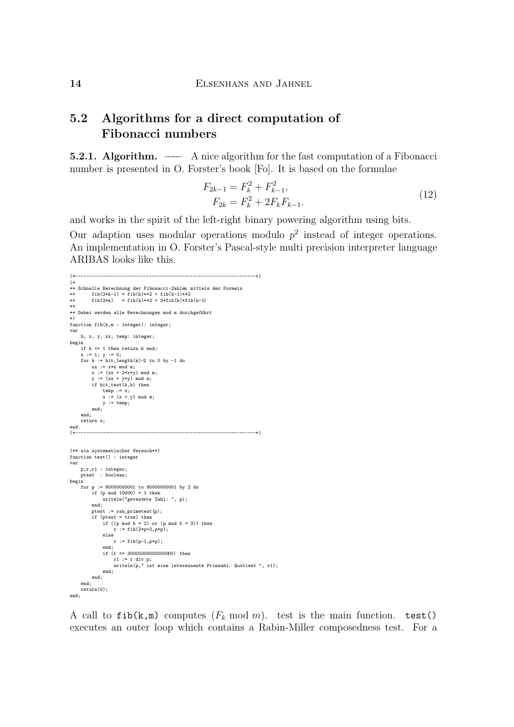## 5.2 Algorithms for a direct computation of Fibonacci numbers

**5.2.1. Algorithm.** — A nice algorithm for the fast computation of a Fibonacci number is presented in O. Forster's book [Fo]. It is based on the formulae

$$\begin{aligned} F_{2k-1} &= F_k^2 + F_{k-1}^2, \\ F_{2k} &= F_k^2 + 2F_kF_{k-1}. \end{aligned} \tag{12}$$

and works in the spirit of the left-right binary powering algorithm using bits.

Our adaption uses modular operations modulo $p^2$ instead of integer operations. An implementation in O. Forster's Pascal-style multi precision interpreter language ARIBAS looks like this.

```
(*--------------------------------------------------------------------*)
(*
** Schnelle Berechnung der Fibonacci-Zahlen mittels der Formeln
**      fib(2*k-1) = fib(k)**2 + fib(k-1)**2
**      fib(2*k)   = fib(k)**2 + 2*fib(k)*fib(k-1)
**
** Dabei werden alle Berechnungen mod m durchgeführt
*)
function fib(k,m : integer): integer;
var
    b, x, y, xx, temp: integer;
begin
    if k <= 1 then return k end;
    x := 1; y := 0;
    for b := bit_length(k)-2 to 0 by -1 do
        xx := x*x mod m;
        x := (xx + 2*x*y) mod m;
        y := (xx + y*y) mod m;
        if bit_test(k,b) then
            temp := x;
            x := (x + y) mod m;
            y := temp;
        end;
    end;
    return x;
end.
(*--------------------------------------------------------------------*)


(** ein systematischer Versuch**)
function test() : integer
var
    p,r,r1 : integer;
    ptest  : boolean;
begin
    for p := 90000000001 to 95000000001 by 2 do
        if (p mod 10000) = 1 then
            writeln("getestete Zahl: ", p);
        end;
        ptest := rab_primetest(p);
        if (ptest = true) then
            if ((p mod 5 = 2) or (p mod 5 = 3)) then
                r := fib(2*p+2,p*p);
            else
                r := fib(p-1,p*p);
            end;
            if (r <= 300000000000000000) then
                r1 := r div p;
                writeln(p," ist eine interessante Primzahl. Quotient ", r1);
            end;
        end;
    end;
    return(0);
end;
```

A call to `fib(k,m)` computes ($F_k \bmod m$). test is the main function. `test()` executes an outer loop which contains a Rabin-Miller composedness test. For a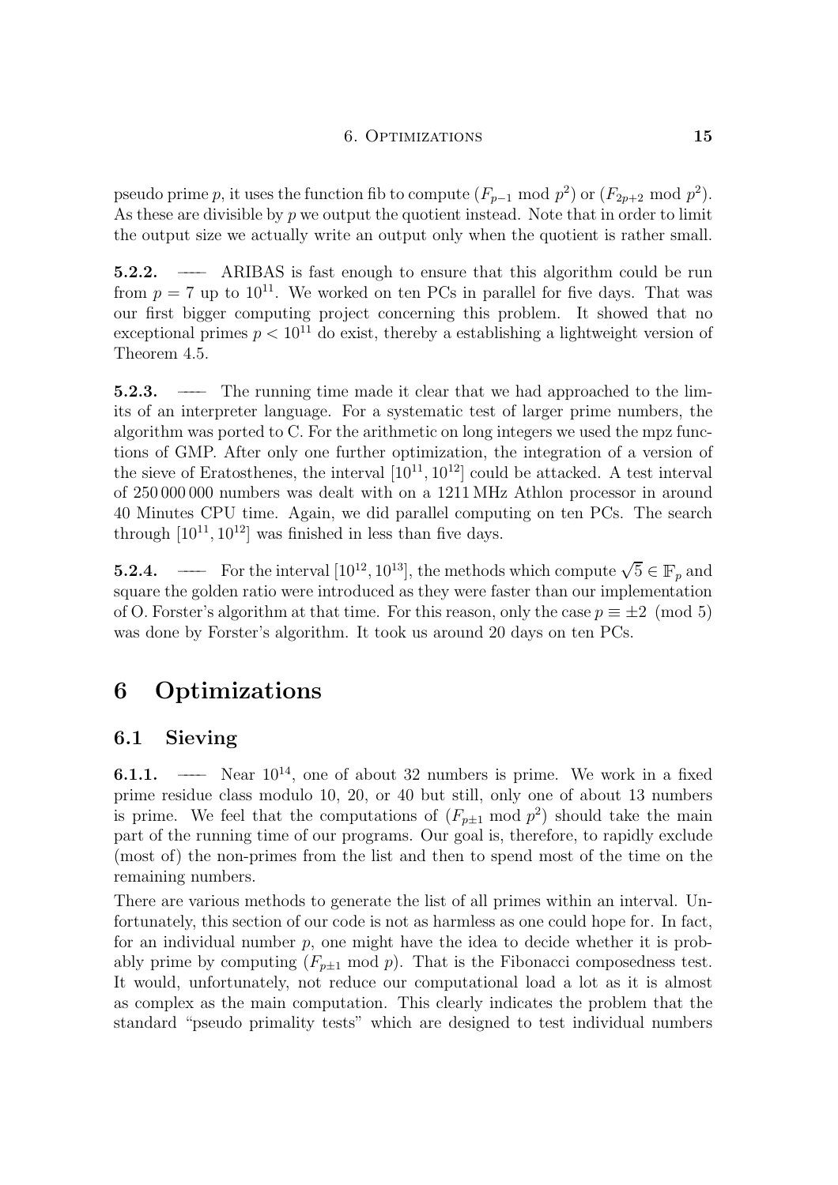pseudo prime $p$, it uses the function fib to compute $(F_{p-1} \bmod p^2)$ or $(F_{2p+2} \bmod p^2)$. As these are divisible by $p$ we output the quotient instead. Note that in order to limit the output size we actually write an output only when the quotient is rather small.

**5.2.2.** — ARIBAS is fast enough to ensure that this algorithm could be run from $p = 7$ up to $10^{11}$. We worked on ten PCs in parallel for five days. That was our first bigger computing project concerning this problem. It showed that no exceptional primes $p < 10^{11}$ do exist, thereby a establishing a lightweight version of Theorem 4.5.

**5.2.3.** — The running time made it clear that we had approached to the limits of an interpreter language. For a systematic test of larger prime numbers, the algorithm was ported to C. For the arithmetic on long integers we used the mpz functions of GMP. After only one further optimization, the integration of a version of the sieve of Eratosthenes, the interval $[10^{11}, 10^{12}]$ could be attacked. A test interval of 250 000 000 numbers was dealt with on a 1211 MHz Athlon processor in around 40 Minutes CPU time. Again, we did parallel computing on ten PCs. The search through $[10^{11}, 10^{12}]$ was finished in less than five days.

**5.2.4.** — For the interval $[10^{12}, 10^{13}]$, the methods which compute $\sqrt{5} \in \mathbb{F}_p$ and square the golden ratio were introduced as they were faster than our implementation of O. Forster's algorithm at that time. For this reason, only the case $p \equiv \pm 2 \pmod 5$ was done by Forster's algorithm. It took us around 20 days on ten PCs.

# 6 Optimizations

## 6.1 Sieving

**6.1.1.** — Near $10^{14}$, one of about 32 numbers is prime. We work in a fixed prime residue class modulo 10, 20, or 40 but still, only one of about 13 numbers is prime. We feel that the computations of $(F_{p\pm1} \bmod p^2)$ should take the main part of the running time of our programs. Our goal is, therefore, to rapidly exclude (most of) the non-primes from the list and then to spend most of the time on the remaining numbers.

There are various methods to generate the list of all primes within an interval. Unfortunately, this section of our code is not as harmless as one could hope for. In fact, for an individual number $p$, one might have the idea to decide whether it is probably prime by computing $(F_{p\pm1} \bmod p)$. That is the Fibonacci composedness test. It would, unfortunately, not reduce our computational load a lot as it is almost as complex as the main computation. This clearly indicates the problem that the standard "pseudo primality tests" which are designed to test individual numbers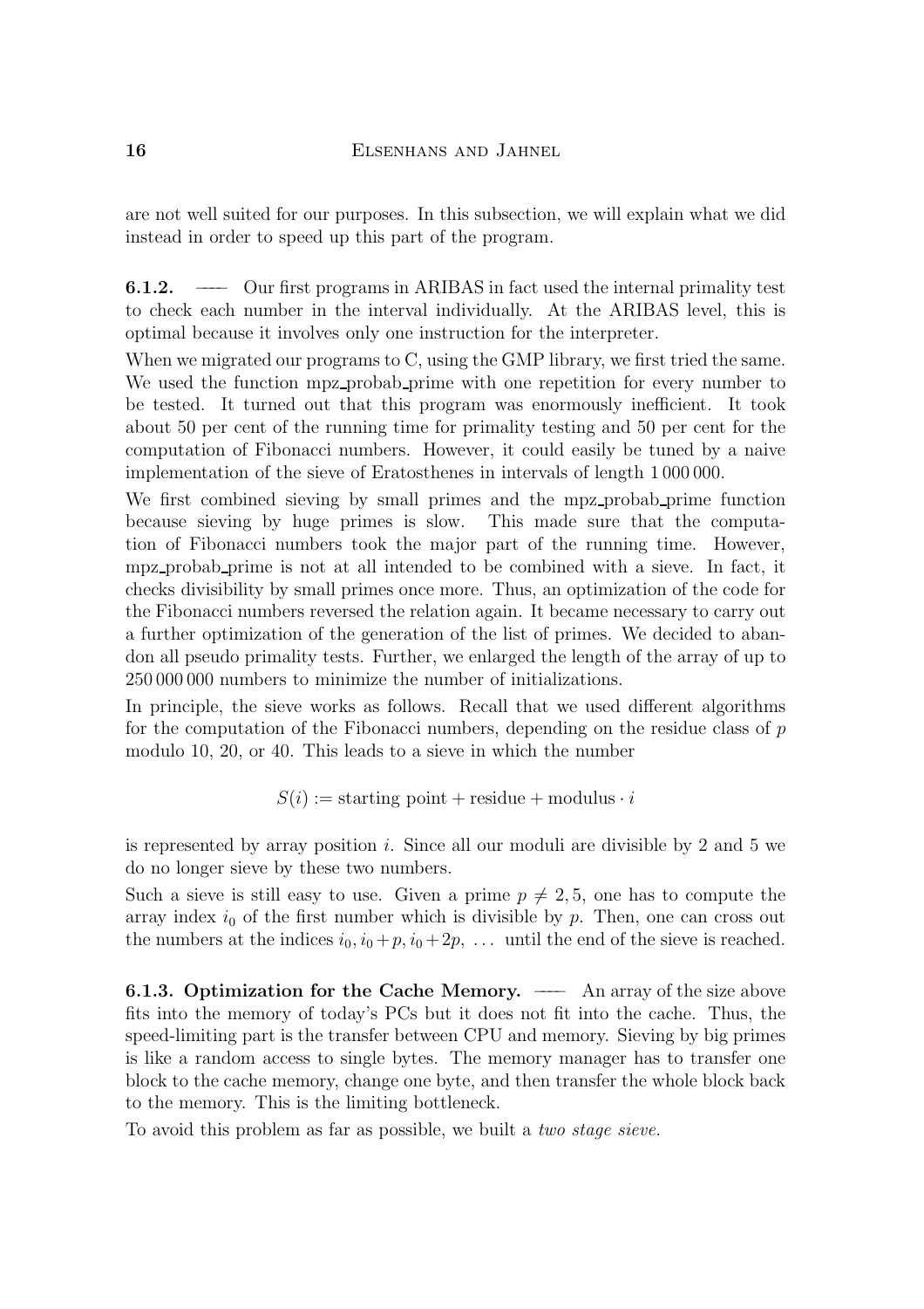are not well suited for our purposes. In this subsection, we will explain what we did instead in order to speed up this part of the program.

**6.1.2.** —— Our first programs in ARIBAS in fact used the internal primality test to check each number in the interval individually. At the ARIBAS level, this is optimal because it involves only one instruction for the interpreter.

When we migrated our programs to C, using the GMP library, we first tried the same. We used the function mpz_probab_prime with one repetition for every number to be tested. It turned out that this program was enormously inefficient. It took about 50 per cent of the running time for primality testing and 50 per cent for the computation of Fibonacci numbers. However, it could easily be tuned by a naive implementation of the sieve of Eratosthenes in intervals of length 1 000 000.

We first combined sieving by small primes and the mpz_probab_prime function because sieving by huge primes is slow. This made sure that the computation of Fibonacci numbers took the major part of the running time. However, mpz_probab_prime is not at all intended to be combined with a sieve. In fact, it checks divisibility by small primes once more. Thus, an optimization of the code for the Fibonacci numbers reversed the relation again. It became necessary to carry out a further optimization of the generation of the list of primes. We decided to abandon all pseudo primality tests. Further, we enlarged the length of the array of up to 250 000 000 numbers to minimize the number of initializations.

In principle, the sieve works as follows. Recall that we used different algorithms for the computation of the Fibonacci numbers, depending on the residue class of $p$ modulo 10, 20, or 40. This leads to a sieve in which the number

$$S(i) := \text{starting point} + \text{residue} + \text{modulus} \cdot i$$

is represented by array position $i$. Since all our moduli are divisible by 2 and 5 we do no longer sieve by these two numbers.

Such a sieve is still easy to use. Given a prime $p \neq 2, 5$, one has to compute the array index $i_0$ of the first number which is divisible by $p$. Then, one can cross out the numbers at the indices $i_0, i_0 + p, i_0 + 2p, \ \ldots$ until the end of the sieve is reached.

**6.1.3. Optimization for the Cache Memory.** —— An array of the size above fits into the memory of today's PCs but it does not fit into the cache. Thus, the speed-limiting part is the transfer between CPU and memory. Sieving by big primes is like a random access to single bytes. The memory manager has to transfer one block to the cache memory, change one byte, and then transfer the whole block back to the memory. This is the limiting bottleneck.

To avoid this problem as far as possible, we built a *two stage sieve.*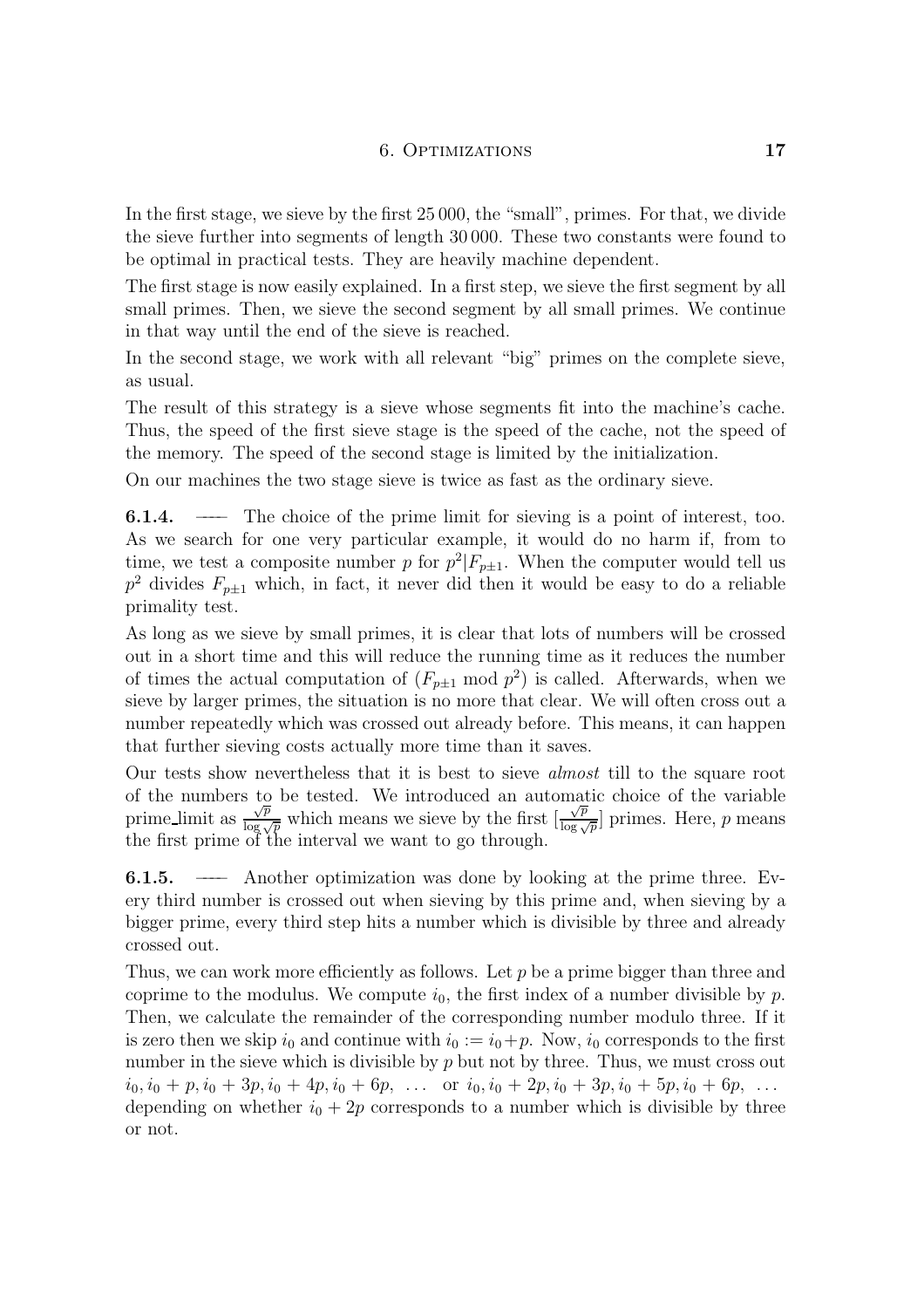In the first stage, we sieve by the first 25 000, the "small", primes. For that, we divide the sieve further into segments of length 30 000. These two constants were found to be optimal in practical tests. They are heavily machine dependent.

The first stage is now easily explained. In a first step, we sieve the first segment by all small primes. Then, we sieve the second segment by all small primes. We continue in that way until the end of the sieve is reached.

In the second stage, we work with all relevant "big" primes on the complete sieve, as usual.

The result of this strategy is a sieve whose segments fit into the machine's cache. Thus, the speed of the first sieve stage is the speed of the cache, not the speed of the memory. The speed of the second stage is limited by the initialization.

On our machines the two stage sieve is twice as fast as the ordinary sieve.

**6.1.4.** —— The choice of the prime limit for sieving is a point of interest, too. As we search for one very particular example, it would do no harm if, from to time, we test a composite number $p$ for $p^2|F_{p\pm1}$. When the computer would tell us $p^2$ divides $F_{p\pm1}$ which, in fact, it never did then it would be easy to do a reliable primality test.

As long as we sieve by small primes, it is clear that lots of numbers will be crossed out in a short time and this will reduce the running time as it reduces the number of times the actual computation of $(F_{p\pm1} \bmod p^2)$ is called. Afterwards, when we sieve by larger primes, the situation is no more that clear. We will often cross out a number repeatedly which was crossed out already before. This means, it can happen that further sieving costs actually more time than it saves.

Our tests show nevertheless that it is best to sieve *almost* till to the square root of the numbers to be tested. We introduced an automatic choice of the variable prime_limit as $\frac{\sqrt{p}}{\log\sqrt{p}}$ which means we sieve by the first $[\frac{\sqrt{p}}{\log\sqrt{p}}]$ primes. Here, $p$ means the first prime of the interval we want to go through.

**6.1.5.** —— Another optimization was done by looking at the prime three. Every third number is crossed out when sieving by this prime and, when sieving by a bigger prime, every third step hits a number which is divisible by three and already crossed out.

Thus, we can work more efficiently as follows. Let $p$ be a prime bigger than three and coprime to the modulus. We compute $i_0$, the first index of a number divisible by $p$. Then, we calculate the remainder of the corresponding number modulo three. If it is zero then we skip $i_0$ and continue with $i_0 := i_0+p$. Now, $i_0$ corresponds to the first number in the sieve which is divisible by $p$ but not by three. Thus, we must cross out $i_0, i_0 + p, i_0 + 3p, i_0 + 4p, i_0 + 6p, \ \ldots$ or $i_0, i_0 + 2p, i_0 + 3p, i_0 + 5p, i_0 + 6p, \ \ldots$ depending on whether $i_0 + 2p$ corresponds to a number which is divisible by three or not.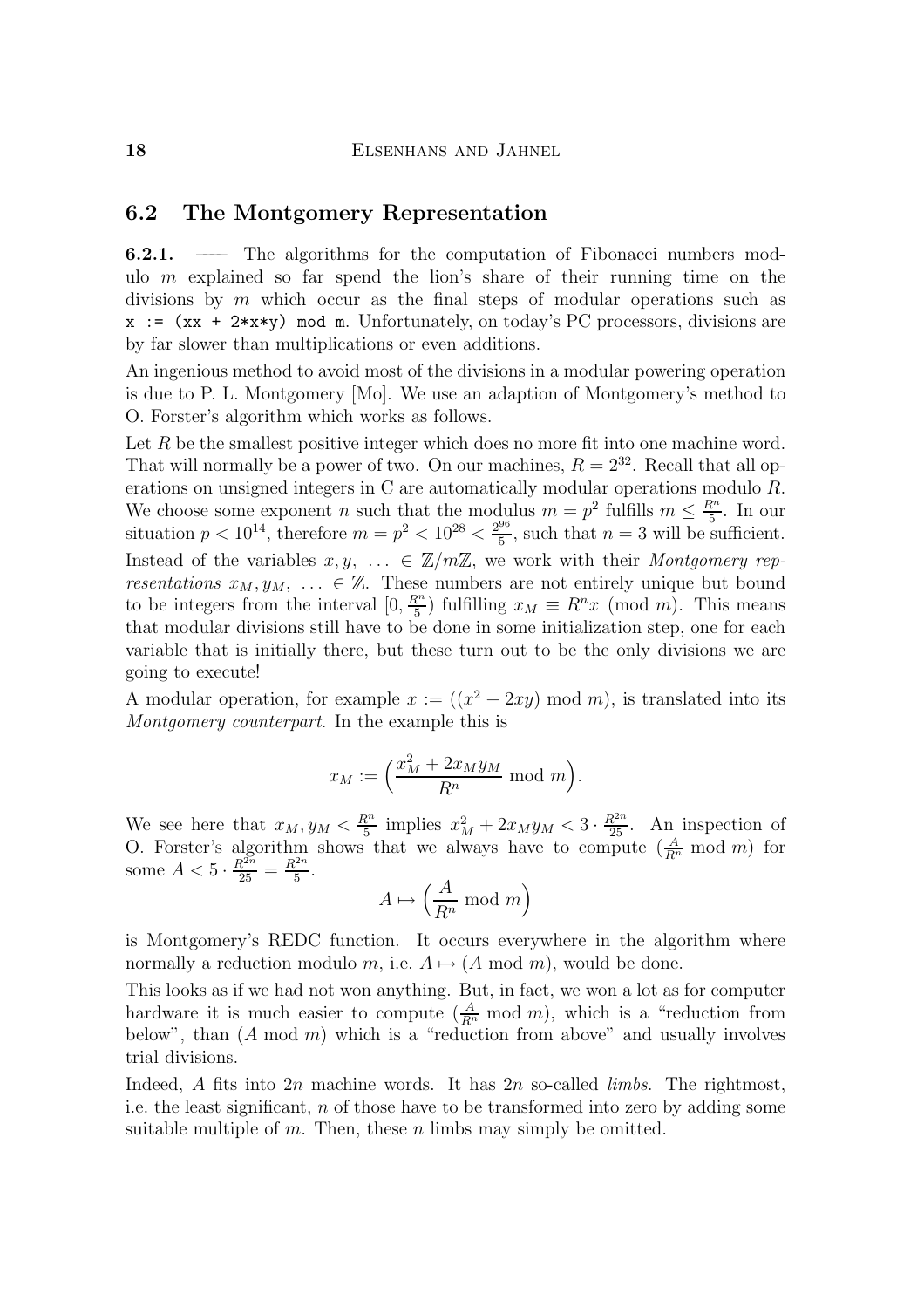## 6.2 The Montgomery Representation

**6.2.1.** — The algorithms for the computation of Fibonacci numbers modulo $m$ explained so far spend the lion's share of their running time on the divisions by $m$ which occur as the final steps of modular operations such as `x := (xx + 2*x*y) mod m`. Unfortunately, on today's PC processors, divisions are by far slower than multiplications or even additions.

An ingenious method to avoid most of the divisions in a modular powering operation is due to P. L. Montgomery [Mo]. We use an adaption of Montgomery's method to O. Forster's algorithm which works as follows.

Let $R$ be the smallest positive integer which does no more fit into one machine word. That will normally be a power of two. On our machines, $R = 2^{32}$. Recall that all operations on unsigned integers in C are automatically modular operations modulo $R$. We choose some exponent $n$ such that the modulus $m = p^2$ fulfills $m \leq \frac{R^n}{5}$. In our situation $p < 10^{14}$, therefore $m = p^2 < 10^{28} < \frac{2^{96}}{5}$, such that $n = 3$ will be sufficient.

Instead of the variables $x, y, \ldots \in \mathbb{Z}/m\mathbb{Z}$, we work with their *Montgomery representations* $x_M, y_M, \ldots \in \mathbb{Z}$. These numbers are not entirely unique but bound to be integers from the interval $[0, \frac{R^n}{5})$ fulfilling $x_M \equiv R^n x \pmod{m}$. This means that modular divisions still have to be done in some initialization step, one for each variable that is initially there, but these turn out to be the only divisions we are going to execute!

A modular operation, for example $x := ((x^2 + 2xy) \bmod m)$, is translated into its *Montgomery counterpart.* In the example this is

$$x_M := \Big(\frac{x_M^2 + 2x_M y_M}{R^n} \bmod m\Big).$$

We see here that $x_M, y_M < \frac{R^n}{5}$ implies $x_M^2 + 2x_M y_M < 3 \cdot \frac{R^{2n}}{25}$. An inspection of O. Forster's algorithm shows that we always have to compute $(\frac{A}{R^n} \bmod m)$ for some $A < 5 \cdot \frac{R^{2n}}{25} = \frac{R^{2n}}{5}$.

$$A \mapsto \Big(\frac{A}{R^n} \bmod m\Big)$$

is Montgomery's REDC function. It occurs everywhere in the algorithm where normally a reduction modulo $m$, i.e. $A \mapsto (A \bmod m)$, would be done.

This looks as if we had not won anything. But, in fact, we won a lot as for computer hardware it is much easier to compute $(\frac{A}{R^n} \bmod m)$, which is a "reduction from below", than $(A \bmod m)$ which is a "reduction from above" and usually involves trial divisions.

Indeed, $A$ fits into $2n$ machine words. It has $2n$ so-called *limbs.* The rightmost, i.e. the least significant, $n$ of those have to be transformed into zero by adding some suitable multiple of $m$. Then, these $n$ limbs may simply be omitted.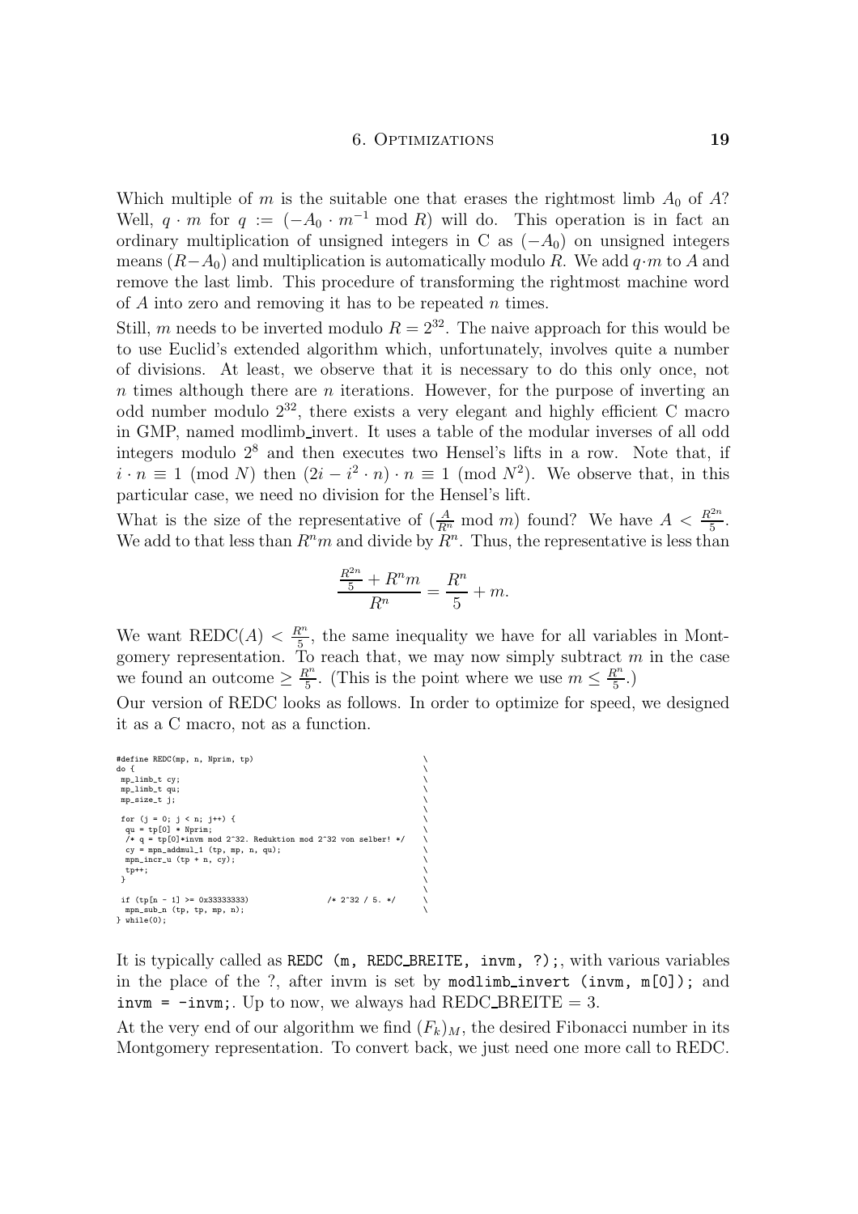Which multiple of $m$ is the suitable one that erases the rightmost limb $A_0$ of $A$? Well, $q \cdot m$ for $q := (-A_0 \cdot m^{-1} \bmod R)$ will do. This operation is in fact an ordinary multiplication of unsigned integers in C as $(-A_0)$ on unsigned integers means $(R - A_0)$ and multiplication is automatically modulo $R$. We add $q \cdot m$ to $A$ and remove the last limb. This procedure of transforming the rightmost machine word of $A$ into zero and removing it has to be repeated $n$ times.

Still, $m$ needs to be inverted modulo $R = 2^{32}$. The naive approach for this would be to use Euclid's extended algorithm which, unfortunately, involves quite a number of divisions. At least, we observe that it is necessary to do this only once, not $n$ times although there are $n$ iterations. However, for the purpose of inverting an odd number modulo $2^{32}$, there exists a very elegant and highly efficient C macro in GMP, named modlimb_invert. It uses a table of the modular inverses of all odd integers modulo $2^8$ and then executes two Hensel's lifts in a row. Note that, if $i \cdot n \equiv 1 \pmod{N}$ then $(2i - i^2 \cdot n) \cdot n \equiv 1 \pmod{N^2}$. We observe that, in this particular case, we need no division for the Hensel's lift.

What is the size of the representative of $(\frac{A}{R^n} \bmod m)$ found? We have $A < \frac{R^{2n}}{5}$. We add to that less than $R^n m$ and divide by $R^n$. Thus, the representative is less than

$$\frac{\frac{R^{2n}}{5} + R^n m}{R^n} = \frac{R^n}{5} + m.$$

We want $\text{REDC}(A) < \frac{R^n}{5}$, the same inequality we have for all variables in Montgomery representation. To reach that, we may now simply subtract $m$ in the case we found an outcome $\geq \frac{R^n}{5}$. (This is the point where we use $m \leq \frac{R^n}{5}$.)

Our version of REDC looks as follows. In order to optimize for speed, we designed it as a C macro, not as a function.

```
#define REDC(mp, n, Nprim, tp)                                    \
do {                                                              \
 mp_limb_t cy;                                                    \
 mp_limb_t qu;                                                    \
 mp_size_t j;                                                     \
                                                                  \
 for (j = 0; j < n; j++) {                                        \
  qu = tp[0] * Nprim;                                             \
  /* q = tp[0]*invm mod 2^32. Reduktion mod 2^32 von selber! */   \
  cy = mpn_addmul_1 (tp, mp, n, qu);                              \
  mpn_incr_u (tp + n, cy);                                        \
  tp++;                                                           \
 }                                                                \
                                                                  \
 if (tp[n - 1] >= 0x33333333)            /* 2^32 / 5. */          \
  mpn_sub_n (tp, tp, mp, n);                                      \
} while(0);
```

It is typically called as `REDC (m, REDC_BREITE, invm, ?);`, with various variables in the place of the ?, after invm is set by `modlimb_invert (invm, m[0]);` and `invm = -invm;`. Up to now, we always had REDC_BREITE = 3.

At the very end of our algorithm we find $(F_k)_M$, the desired Fibonacci number in its Montgomery representation. To convert back, we just need one more call to REDC.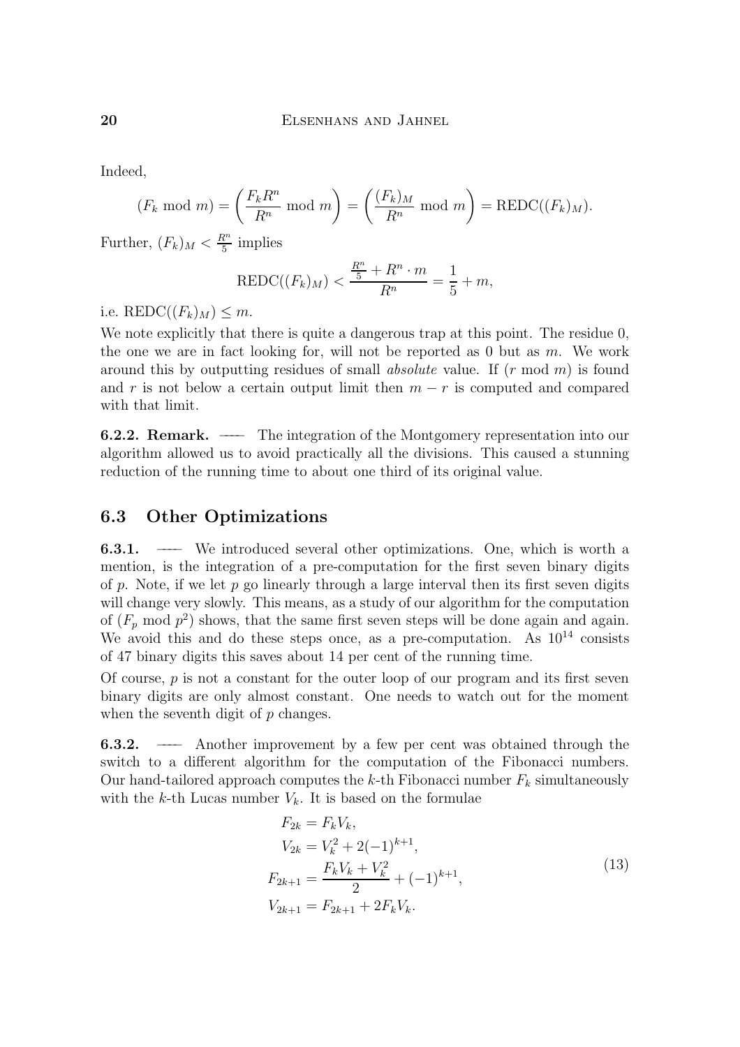Indeed,

$$(F_k \bmod m) = \left( \frac{F_k R^n}{R^n} \bmod m \right) = \left( \frac{(F_k)_M}{R^n} \bmod m \right) = \mathrm{REDC}((F_k)_M).$$

Further, $(F_k)_M < \frac{R^n}{5}$ implies

$$\mathrm{REDC}((F_k)_M) < \frac{\frac{R^n}{5} + R^n \cdot m}{R^n} = \frac{1}{5} + m,$$

i.e. $\mathrm{REDC}((F_k)_M) \leq m$.

We note explicitly that there is quite a dangerous trap at this point. The residue 0, the one we are in fact looking for, will not be reported as 0 but as $m$. We work around this by outputting residues of small *absolute* value. If $(r \bmod m)$ is found and $r$ is not below a certain output limit then $m - r$ is computed and compared with that limit.

**6.2.2. Remark.** — The integration of the Montgomery representation into our algorithm allowed us to avoid practically all the divisions. This caused a stunning reduction of the running time to about one third of its original value.

## 6.3 Other Optimizations

**6.3.1.** — We introduced several other optimizations. One, which is worth a mention, is the integration of a pre-computation for the first seven binary digits of $p$. Note, if we let $p$ go linearly through a large interval then its first seven digits will change very slowly. This means, as a study of our algorithm for the computation of $(F_p \bmod p^2)$ shows, that the same first seven steps will be done again and again. We avoid this and do these steps once, as a pre-computation. As $10^{14}$ consists of 47 binary digits this saves about 14 per cent of the running time.

Of course, $p$ is not a constant for the outer loop of our program and its first seven binary digits are only almost constant. One needs to watch out for the moment when the seventh digit of $p$ changes.

**6.3.2.** — Another improvement by a few per cent was obtained through the switch to a different algorithm for the computation of the Fibonacci numbers. Our hand-tailored approach computes the $k$-th Fibonacci number $F_k$ simultaneously with the $k$-th Lucas number $V_k$. It is based on the formulae

$$\begin{aligned}
F_{2k} &= F_k V_k, \\
V_{2k} &= V_k^2 + 2(-1)^{k+1}, \\
F_{2k+1} &= \frac{F_k V_k + V_k^2}{2} + (-1)^{k+1}, \\
V_{2k+1} &= F_{2k+1} + 2F_k V_k.
\end{aligned} \tag{13}$$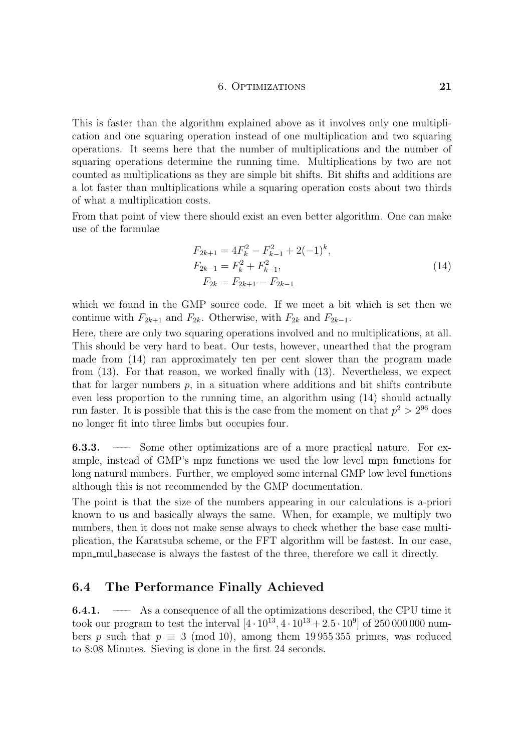This is faster than the algorithm explained above as it involves only one multiplication and one squaring operation instead of one multiplication and two squaring operations. It seems here that the number of multiplications and the number of squaring operations determine the running time. Multiplications by two are not counted as multiplications as they are simple bit shifts. Bit shifts and additions are a lot faster than multiplications while a squaring operation costs about two thirds of what a multiplication costs.

From that point of view there should exist an even better algorithm. One can make use of the formulae

$$
\begin{aligned}
F_{2k+1} &= 4F_k^2 - F_{k-1}^2 + 2(-1)^k, \\
F_{2k-1} &= F_k^2 + F_{k-1}^2, \\
F_{2k} &= F_{2k+1} - F_{2k-1}
\end{aligned}
\tag{14}
$$

which we found in the GMP source code. If we meet a bit which is set then we continue with $F_{2k+1}$ and $F_{2k}$. Otherwise, with $F_{2k}$ and $F_{2k-1}$.

Here, there are only two squaring operations involved and no multiplications, at all. This should be very hard to beat. Our tests, however, unearthed that the program made from (14) ran approximately ten per cent slower than the program made from (13). For that reason, we worked finally with (13). Nevertheless, we expect that for larger numbers $p$, in a situation where additions and bit shifts contribute even less proportion to the running time, an algorithm using (14) should actually run faster. It is possible that this is the case from the moment on that $p^2 > 2^{96}$ does no longer fit into three limbs but occupies four.

**6.3.3.** —— Some other optimizations are of a more practical nature. For example, instead of GMP's mpz functions we used the low level mpn functions for long natural numbers. Further, we employed some internal GMP low level functions although this is not recommended by the GMP documentation.

The point is that the size of the numbers appearing in our calculations is a-priori known to us and basically always the same. When, for example, we multiply two numbers, then it does not make sense always to check whether the base case multiplication, the Karatsuba scheme, or the FFT algorithm will be fastest. In our case, mpn_mul_basecase is always the fastest of the three, therefore we call it directly.

## 6.4 The Performance Finally Achieved

**6.4.1.** —— As a consequence of all the optimizations described, the CPU time it took our program to test the interval $[4 \cdot 10^{13}, 4 \cdot 10^{13} + 2.5 \cdot 10^9]$ of 250 000 000 numbers $p$ such that $p \equiv 3 \pmod{10}$, among them 19 955 355 primes, was reduced to 8:08 Minutes. Sieving is done in the first 24 seconds.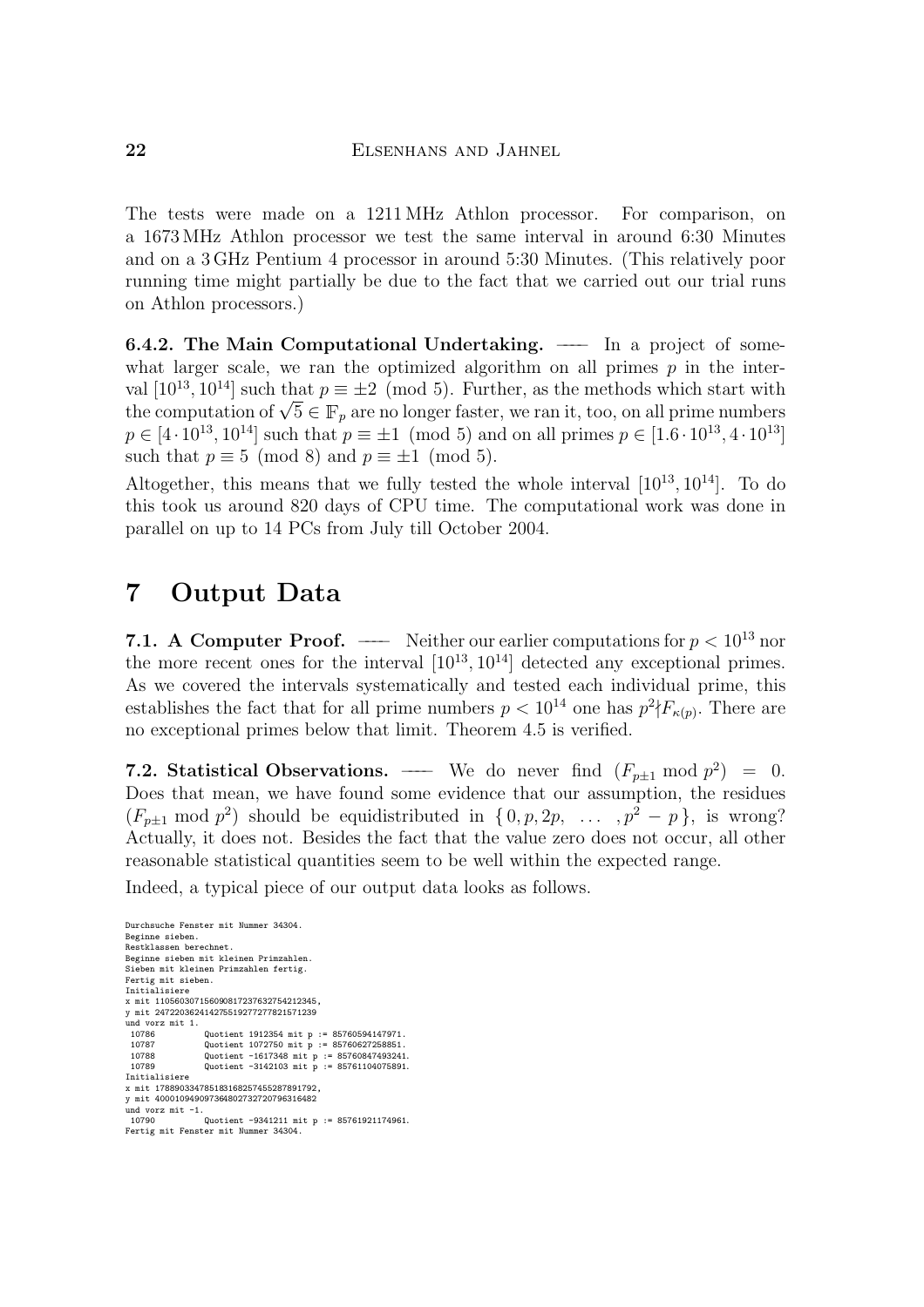The tests were made on a 1211 MHz Athlon processor. For comparison, on a 1673 MHz Athlon processor we test the same interval in around 6:30 Minutes and on a 3 GHz Pentium 4 processor in around 5:30 Minutes. (This relatively poor running time might partially be due to the fact that we carried out our trial runs on Athlon processors.)

**6.4.2. The Main Computational Undertaking.** — In a project of somewhat larger scale, we ran the optimized algorithm on all primes $p$ in the interval $[10^{13}, 10^{14}]$ such that $p \equiv \pm 2 \pmod 5$. Further, as the methods which start with the computation of $\sqrt{5} \in \mathbb{F}_p$ are no longer faster, we ran it, too, on all prime numbers $p \in [4 \cdot 10^{13}, 10^{14}]$ such that $p \equiv \pm 1 \pmod 5$ and on all primes $p \in [1.6 \cdot 10^{13}, 4 \cdot 10^{13}]$ such that $p \equiv 5 \pmod 8$ and $p \equiv \pm 1 \pmod 5$.

Altogether, this means that we fully tested the whole interval $[10^{13}, 10^{14}]$. To do this took us around 820 days of CPU time. The computational work was done in parallel on up to 14 PCs from July till October 2004.

# 7 Output Data

**7.1. A Computer Proof.** — Neither our earlier computations for $p < 10^{13}$ nor the more recent ones for the interval $[10^{13}, 10^{14}]$ detected any exceptional primes. As we covered the intervals systematically and tested each individual prime, this establishes the fact that for all prime numbers $p < 10^{14}$ one has $p^2 \nmid F_{\kappa(p)}$. There are no exceptional primes below that limit. Theorem 4.5 is verified.

**7.2. Statistical Observations.** — We do never find $(F_{p\pm1} \bmod p^2) = 0$. Does that mean, we have found some evidence that our assumption, the residues $(F_{p\pm1} \bmod p^2)$ should be equidistributed in $\{0, p, 2p, \ \ldots \ , p^2 - p\}$, is wrong? Actually, it does not. Besides the fact that the value zero does not occur, all other reasonable statistical quantities seem to be well within the expected range.

Indeed, a typical piece of our output data looks as follows.

```
Durchsuche Fenster mit Nummer 34304.
Beginne sieben.
Restklassen berechnet.
Beginne sieben mit kleinen Primzahlen.
Sieben mit kleinen Primzahlen fertig.
Fertig mit sieben.
Initialisiere
x mit 1105603071560908172376327542123 45,
y mit 2472203624142755192772782157123 9
und vorz mit 1.
 10786          Quotient 1912354 mit p := 85760594147971.
 10787          Quotient 1072750 mit p := 85760627258851.
 10788          Quotient -1617348 mit p := 85760847493241.
 10789          Quotient -3142103 mit p := 85761104075891.
Initialisiere
x mit 1788903347851831682574552878917 92,
y mit 4000109490973648027327207963164 82
und vorz mit -1.
 10790          Quotient -9341211 mit p := 85761921174961.
Fertig mit Fenster mit Nummer 34304.
```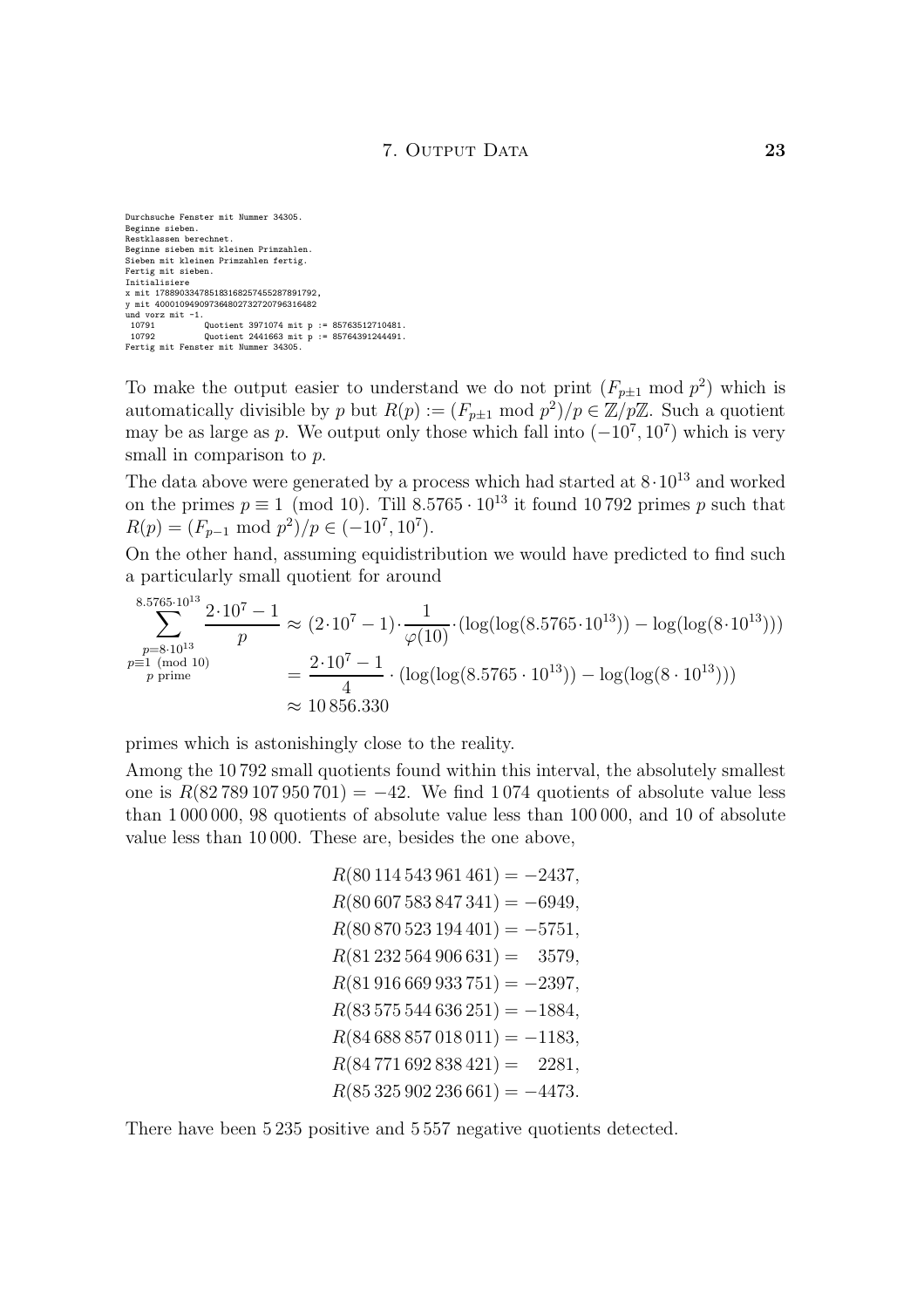```
Durchsuche Fenster mit Nummer 34305.
Beginne sieben.
Restklassen berechnet.
Beginne sieben mit kleinen Primzahlen.
Sieben mit kleinen Primzahlen fertig.
Fertig mit sieben.
Initialisiere
x mit 1788903347851831682574552878917 92,
y mit 4000109490973648027327207963164 82
und vorz mit -1.
 10791          Quotient 3971074 mit p := 85763512710481.
 10792          Quotient 2441663 mit p := 85764391244491.
Fertig mit Fenster mit Nummer 34305.
```

To make the output easier to understand we do not print $(F_{p\pm1} \bmod p^2)$ which is automatically divisible by $p$ but $R(p) := (F_{p\pm1} \bmod p^2)/p \in \mathbb{Z}/p\mathbb{Z}$. Such a quotient may be as large as $p$. We output only those which fall into $(-10^7, 10^7)$ which is very small in comparison to $p$.

The data above were generated by a process which had started at $8\cdot10^{13}$ and worked on the primes $p \equiv 1 \pmod{10}$. Till $8.5765\cdot10^{13}$ it found 10 792 primes $p$ such that $R(p) = (F_{p-1} \bmod p^2)/p \in (-10^7, 10^7)$.

On the other hand, assuming equidistribution we would have predicted to find such a particularly small quotient for around

$$\begin{aligned}
\sum_{\substack{p=8\cdot10^{13}\\ p\equiv1 \pmod{10}\\ p \text{ prime}}}^{8.5765\cdot10^{13}} \frac{2\cdot10^7-1}{p} &\approx (2\cdot10^7-1)\cdot\frac{1}{\varphi(10)}\cdot(\log(\log(8.5765\cdot10^{13})) - \log(\log(8\cdot10^{13}))) \\
&= \frac{2\cdot10^7-1}{4}\cdot(\log(\log(8.5765\cdot10^{13})) - \log(\log(8\cdot10^{13}))) \\
&\approx 10\,856.330
\end{aligned}$$

primes which is astonishingly close to the reality.

Among the 10 792 small quotients found within this interval, the absolutely smallest one is $R(82\,789\,107\,950\,701) = -42$. We find 1 074 quotients of absolute value less than 1 000 000, 98 quotients of absolute value less than 100 000, and 10 of absolute value less than 10 000. These are, besides the one above,

$$\begin{aligned}
R(80\,114\,543\,961\,461) &= -2437, \\
R(80\,607\,583\,847\,341) &= -6949, \\
R(80\,870\,523\,194\,401) &= -5751, \\
R(81\,232\,564\,906\,631) &= \phantom{-}3579, \\
R(81\,916\,669\,933\,751) &= -2397, \\
R(83\,575\,544\,636\,251) &= -1884, \\
R(84\,688\,857\,018\,011) &= -1183, \\
R(84\,771\,692\,838\,421) &= \phantom{-}2281, \\
R(85\,325\,902\,236\,661) &= -4473.
\end{aligned}$$

There have been 5 235 positive and 5 557 negative quotients detected.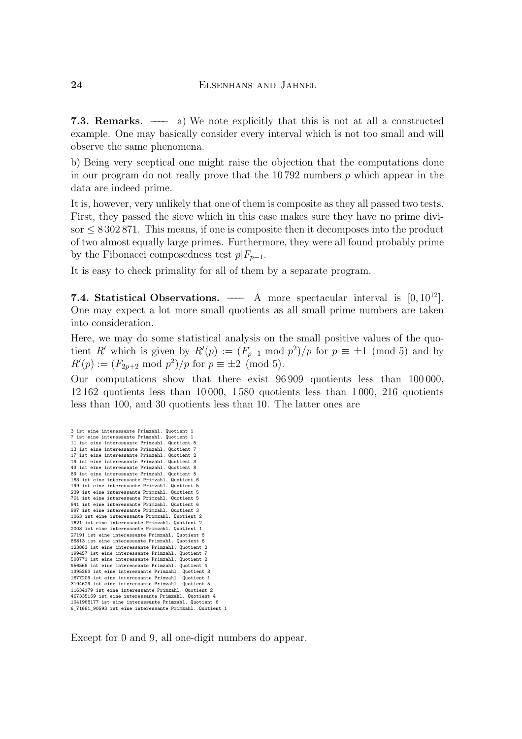**7.3. Remarks.** — a) We note explicitly that this is not at all a constructed example. One may basically consider every interval which is not too small and will observe the same phenomena.

b) Being very sceptical one might raise the objection that the computations done in our program do not really prove that the 10 792 numbers $p$ which appear in the data are indeed prime.

It is, however, very unlikely that one of them is composite as they all passed two tests. First, they passed the sieve which in this case makes sure they have no prime divisor $\leq 8\,302\,871$. This means, if one is composite then it decomposes into the product of two almost equally large primes. Furthermore, they were all found probably prime by the Fibonacci composedness test $p|F_{p-1}$.

It is easy to check primality for all of them by a separate program.

**7.4. Statistical Observations.** — A more spectacular interval is $[0, 10^{12}]$. One may expect a lot more small quotients as all small prime numbers are taken into consideration.

Here, we may do some statistical analysis on the small positive values of the quotient $R'$ which is given by $R'(p) := (F_{p-1} \bmod p^2)/p$ for $p \equiv \pm 1 \pmod 5$ and by $R'(p) := (F_{2p+2} \bmod p^2)/p$ for $p \equiv \pm 2 \pmod 5$.

Our computations show that there exist 96 909 quotients less than 100 000, 12 162 quotients less than 10 000, 1 580 quotients less than 1 000, 216 quotients less than 100, and 30 quotients less than 10. The latter ones are

```
3 ist eine interessante Primzahl. Quotient 1
7 ist eine interessante Primzahl. Quotient 1
11 ist eine interessante Primzahl. Quotient 5
13 ist eine interessante Primzahl. Quotient 7
17 ist eine interessante Primzahl. Quotient 2
19 ist eine interessante Primzahl. Quotient 3
43 ist eine interessante Primzahl. Quotient 8
89 ist eine interessante Primzahl. Quotient 5
163 ist eine interessante Primzahl. Quotient 6
199 ist eine interessante Primzahl. Quotient 5
239 ist eine interessante Primzahl. Quotient 5
701 ist eine interessante Primzahl. Quotient 5
941 ist eine interessante Primzahl. Quotient 6
997 ist eine interessante Primzahl. Quotient 3
1063 ist eine interessante Primzahl. Quotient 2
1621 ist eine interessante Primzahl. Quotient 2
2003 ist eine interessante Primzahl. Quotient 1
27191 ist eine interessante Primzahl. Quotient 8
86813 ist eine interessante Primzahl. Quotient 6
123863 ist eine interessante Primzahl. Quotient 2
199457 ist eine interessante Primzahl. Quotient 7
508771 ist eine interessante Primzahl. Quotient 2
956569 ist eine interessante Primzahl. Quotient 4
1395263 ist eine interessante Primzahl. Quotient 3
1677209 ist eine interessante Primzahl. Quotient 1
3194629 ist eine interessante Primzahl. Quotient 5
11634179 ist eine interessante Primzahl. Quotient 2
467335159 ist eine interessante Primzahl. Quotient 4
1041968177 ist eine interessante Primzahl. Quotient 6
6_71661_90593 ist eine interessante Primzahl. Quotient 1
```

Except for 0 and 9, all one-digit numbers do appear.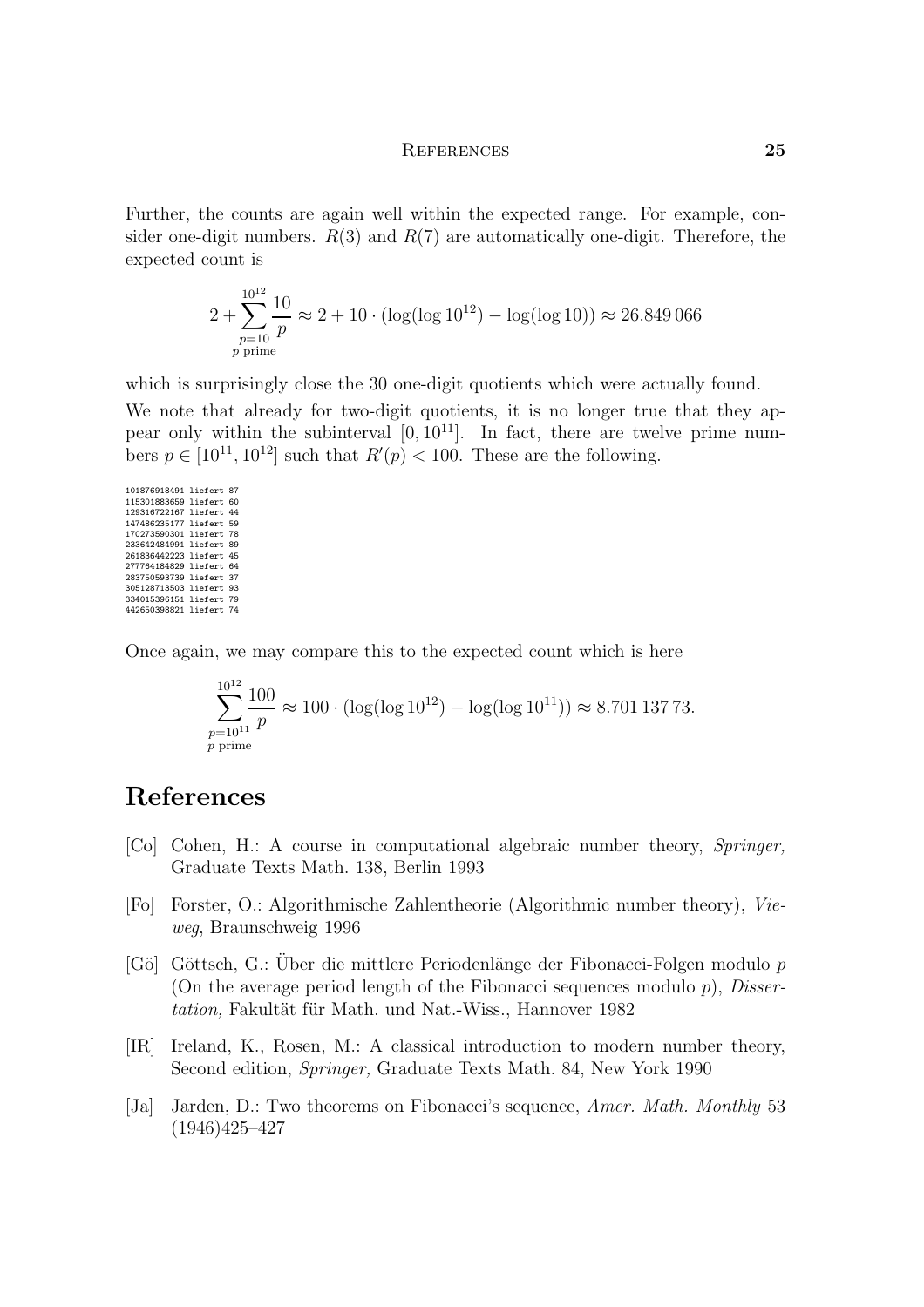Further, the counts are again well within the expected range. For example, consider one-digit numbers. $R(3)$ and $R(7)$ are automatically one-digit. Therefore, the expected count is

$$2 + \sum_{\substack{p=10 \\ p \text{ prime}}}^{10^{12}} \frac{10}{p} \approx 2 + 10 \cdot (\log(\log 10^{12}) - \log(\log 10)) \approx 26.849\,066$$

which is surprisingly close the 30 one-digit quotients which were actually found.

We note that already for two-digit quotients, it is no longer true that they appear only within the subinterval $[0, 10^{11}]$. In fact, there are twelve prime numbers $p \in [10^{11}, 10^{12}]$ such that $R'(p) < 100$. These are the following.

```
101876918491 liefert 87
115301883659 liefert 60
129316722167 liefert 44
147486235177 liefert 59
170273590301 liefert 78
233642484991 liefert 89
261836442223 liefert 45
277764184829 liefert 64
283750593739 liefert 37
305128713503 liefert 93
334015396151 liefert 79
442650398821 liefert 74
```

Once again, we may compare this to the expected count which is here

$$\sum_{\substack{p=10^{11} \\ p \text{ prime}}}^{10^{12}} \frac{100}{p} \approx 100 \cdot (\log(\log 10^{12}) - \log(\log 10^{11})) \approx 8.701\,137\,73.$$

# References

[Co] Cohen, H.: A course in computational algebraic number theory, *Springer,* Graduate Texts Math. 138, Berlin 1993

[Fo] Forster, O.: Algorithmische Zahlentheorie (Algorithmic number theory), *Vieweg*, Braunschweig 1996

[Gö] Göttsch, G.: Über die mittlere Periodenlänge der Fibonacci-Folgen modulo $p$ (On the average period length of the Fibonacci sequences modulo $p$), *Dissertation,* Fakultät für Math. und Nat.-Wiss., Hannover 1982

[IR] Ireland, K., Rosen, M.: A classical introduction to modern number theory, Second edition, *Springer,* Graduate Texts Math. 84, New York 1990

[Ja] Jarden, D.: Two theorems on Fibonacci's sequence, *Amer. Math. Monthly* 53 (1946)425–427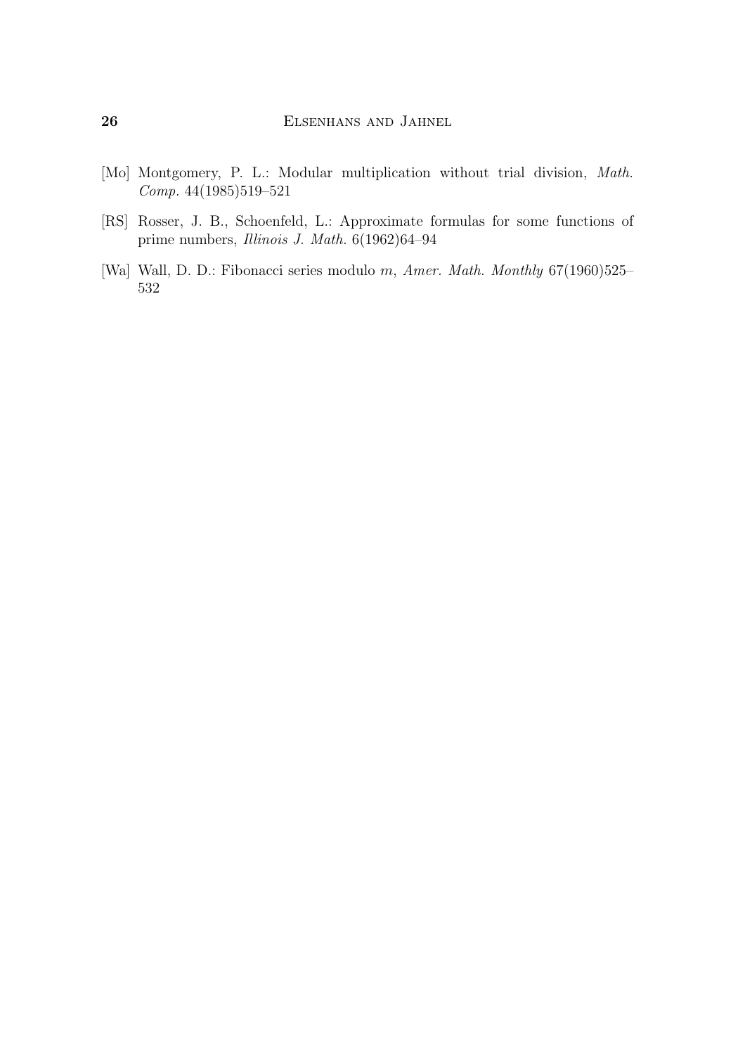[Mo] Montgomery, P. L.: Modular multiplication without trial division, *Math. Comp.* 44(1985)519–521

[RS] Rosser, J. B., Schoenfeld, L.: Approximate formulas for some functions of prime numbers, *Illinois J. Math.* 6(1962)64–94

[Wa] Wall, D. D.: Fibonacci series modulo $m$, *Amer. Math. Monthly* 67(1960)525–532